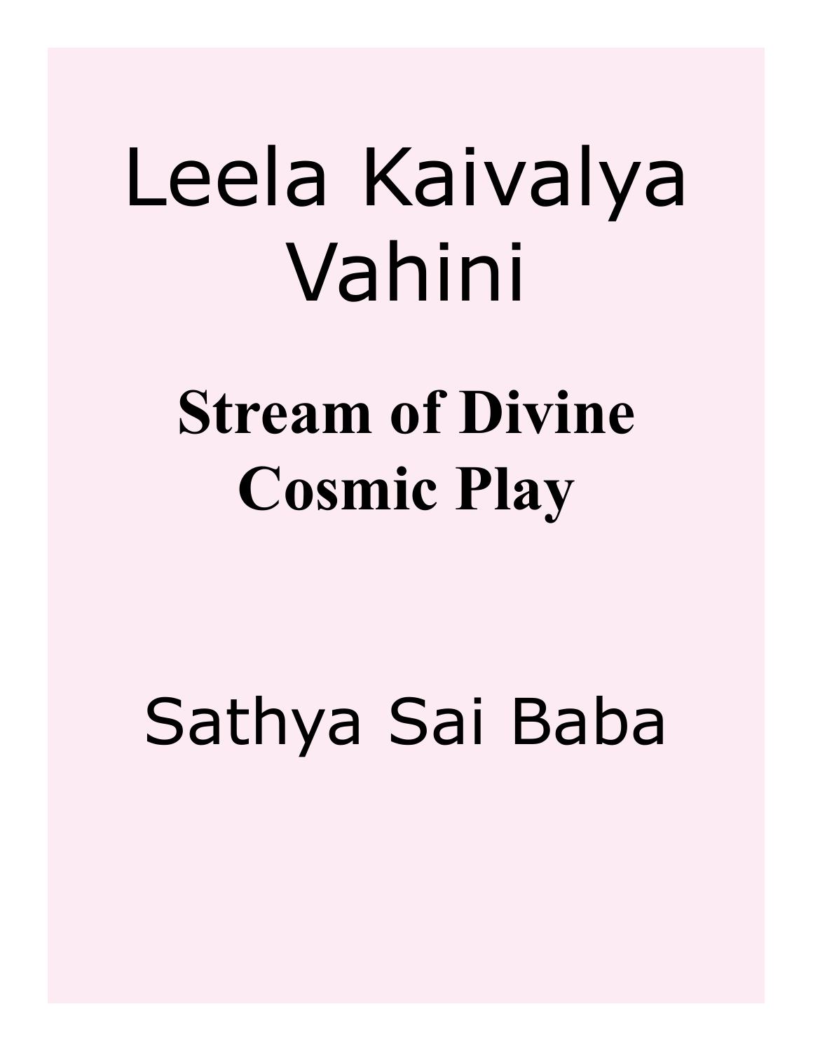# Leela Kaivalya Vahini

## Stream of Divine Cosmic Play

Sathya Sai Baba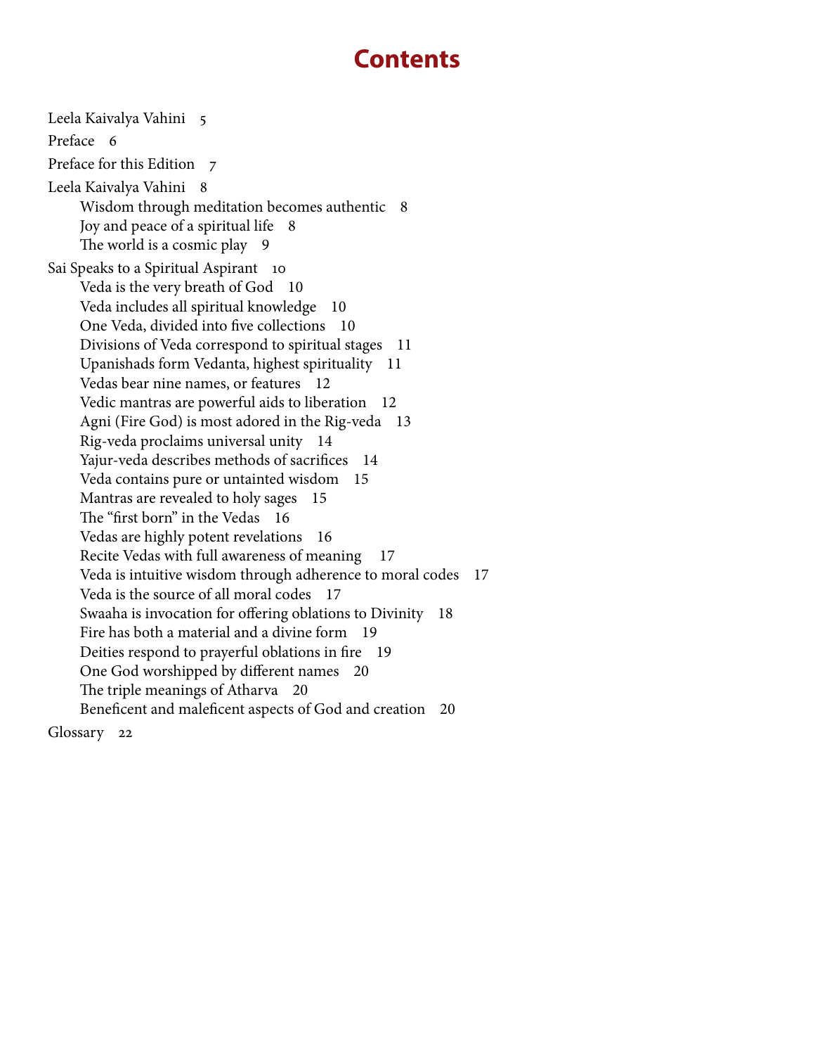# Contents

Leela Kaivalya Vahini 5

Preface 6

Preface for this Edition 7

Leela Kaivalya Vahini 8

- Wisdom through meditation becomes authentic 8
- Joy and peace of a spiritual life 8
- The world is a cosmic play 9

Sai Speaks to a Spiritual Aspirant 10

- Veda is the very breath of God 10
- Veda includes all spiritual knowledge 10
- One Veda, divided into five collections 10
- Divisions of Veda correspond to spiritual stages 11
- Upanishads form Vedanta, highest spirituality 11
- Vedas bear nine names, or features 12
- Vedic mantras are powerful aids to liberation 12
- Agni (Fire God) is most adored in the Rig-veda 13
- Rig-veda proclaims universal unity 14
- Yajur-veda describes methods of sacrifices 14
- Veda contains pure or untainted wisdom 15
- Mantras are revealed to holy sages 15
- The "first born" in the Vedas 16
- Vedas are highly potent revelations 16
- Recite Vedas with full awareness of meaning 17
- Veda is intuitive wisdom through adherence to moral codes 17
- Veda is the source of all moral codes 17
- Swaaha is invocation for offering oblations to Divinity 18
- Fire has both a material and a divine form 19
- Deities respond to prayerful oblations in fire 19
- One God worshipped by different names 20
- The triple meanings of Atharva 20
- Beneficent and maleficent aspects of God and creation 20

Glossary 22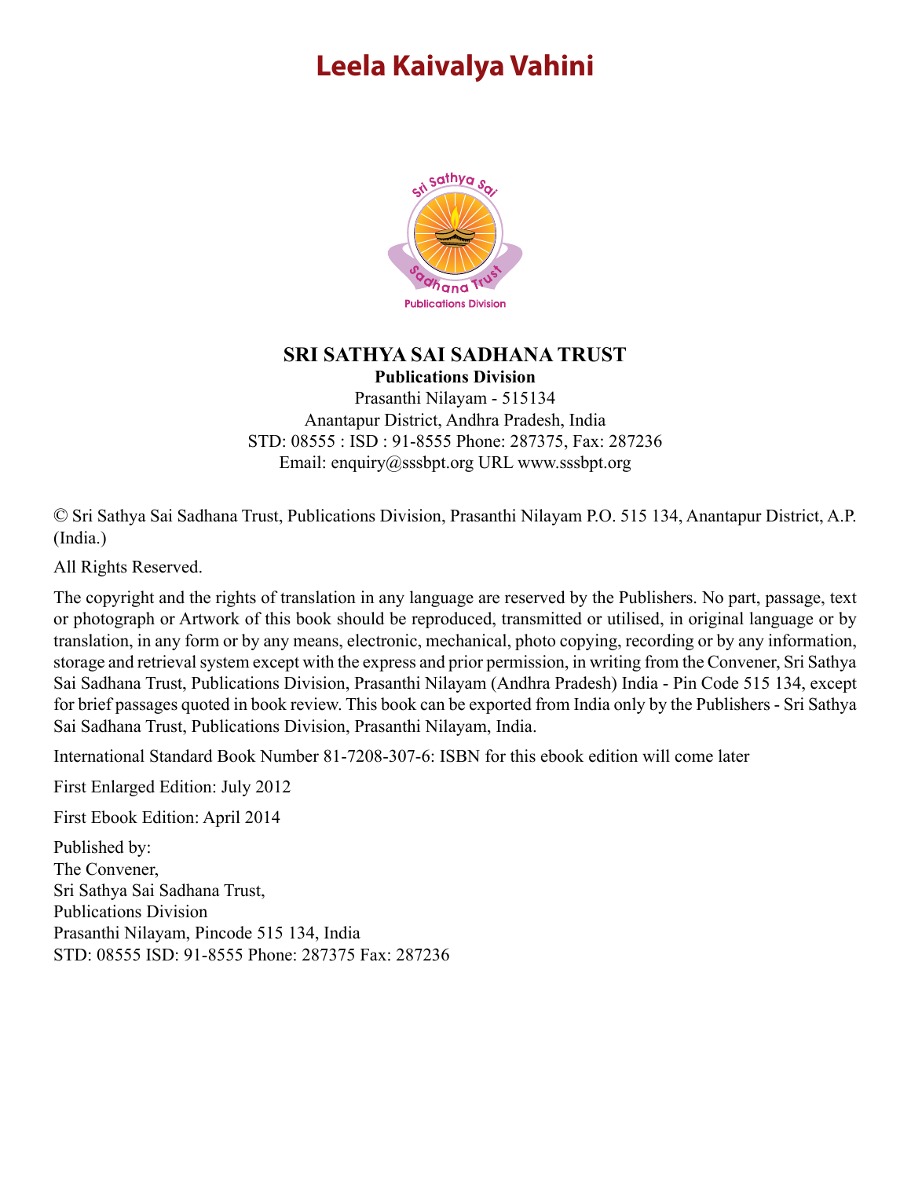# Leela Kaivalya Vahini

**SRI SATHYA SAI SADHANA TRUST**
**Publications Division**
Prasanthi Nilayam - 515134
Anantapur District, Andhra Pradesh, India
STD: 08555 : ISD : 91-8555 Phone: 287375, Fax: 287236
Email: enquiry@sssbpt.org URL www.sssbpt.org

© Sri Sathya Sai Sadhana Trust, Publications Division, Prasanthi Nilayam P.O. 515 134, Anantapur District, A.P. (India.)

All Rights Reserved.

The copyright and the rights of translation in any language are reserved by the Publishers. No part, passage, text or photograph or Artwork of this book should be reproduced, transmitted or utilised, in original language or by translation, in any form or by any means, electronic, mechanical, photo copying, recording or by any information, storage and retrieval system except with the express and prior permission, in writing from the Convener, Sri Sathya Sai Sadhana Trust, Publications Division, Prasanthi Nilayam (Andhra Pradesh) India - Pin Code 515 134, except for brief passages quoted in book review. This book can be exported from India only by the Publishers - Sri Sathya Sai Sadhana Trust, Publications Division, Prasanthi Nilayam, India.

International Standard Book Number 81-7208-307-6: ISBN for this ebook edition will come later

First Enlarged Edition: July 2012

First Ebook Edition: April 2014

Published by:
The Convener,
Sri Sathya Sai Sadhana Trust,
Publications Division
Prasanthi Nilayam, Pincode 515 134, India
STD: 08555 ISD: 91-8555 Phone: 287375 Fax: 287236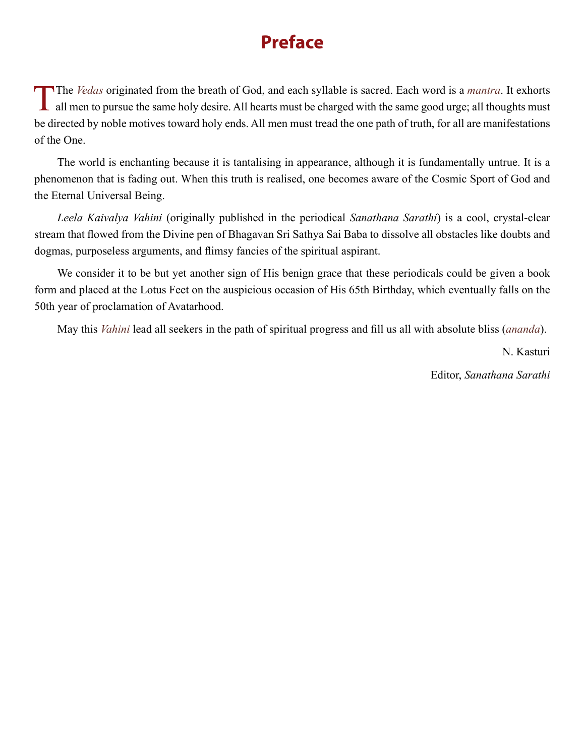# Preface

The *Vedas* originated from the breath of God, and each syllable is sacred. Each word is a *mantra*. It exhorts all men to pursue the same holy desire. All hearts must be charged with the same good urge; all thoughts must be directed by noble motives toward holy ends. All men must tread the one path of truth, for all are manifestations of the One.

The world is enchanting because it is tantalising in appearance, although it is fundamentally untrue. It is a phenomenon that is fading out. When this truth is realised, one becomes aware of the Cosmic Sport of God and the Eternal Universal Being.

*Leela Kaivalya Vahini* (originally published in the periodical *Sanathana Sarathi*) is a cool, crystal-clear stream that flowed from the Divine pen of Bhagavan Sri Sathya Sai Baba to dissolve all obstacles like doubts and dogmas, purposeless arguments, and flimsy fancies of the spiritual aspirant.

We consider it to be but yet another sign of His benign grace that these periodicals could be given a book form and placed at the Lotus Feet on the auspicious occasion of His 65th Birthday, which eventually falls on the 50th year of proclamation of Avatarhood.

May this *Vahini* lead all seekers in the path of spiritual progress and fill us all with absolute bliss (*ananda*).

N. Kasturi

Editor, *Sanathana Sarathi*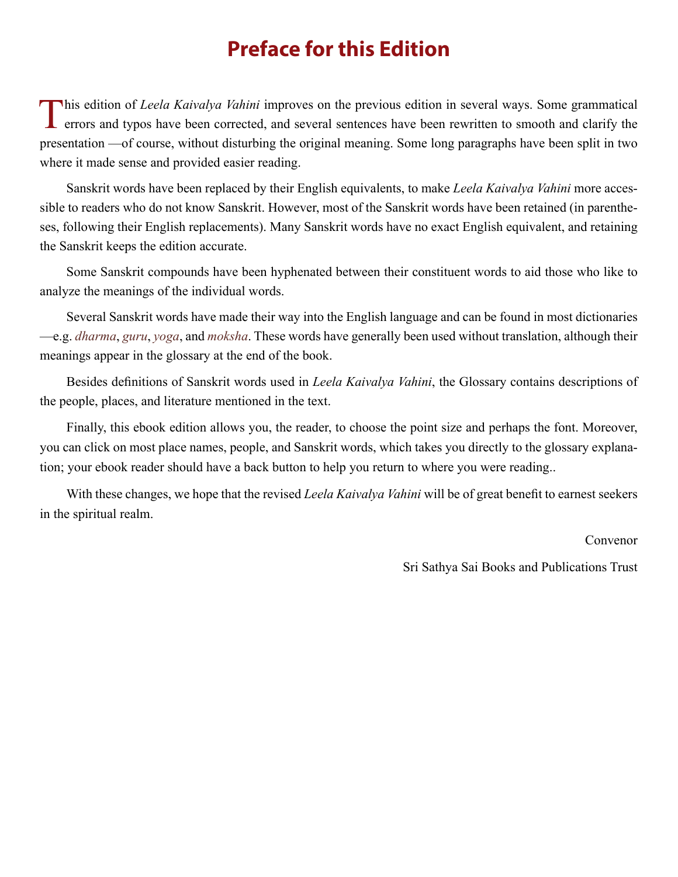# Preface for this Edition

This edition of *Leela Kaivalya Vahini* improves on the previous edition in several ways. Some grammatical errors and typos have been corrected, and several sentences have been rewritten to smooth and clarify the presentation —of course, without disturbing the original meaning. Some long paragraphs have been split in two where it made sense and provided easier reading.

Sanskrit words have been replaced by their English equivalents, to make *Leela Kaivalya Vahini* more accessible to readers who do not know Sanskrit. However, most of the Sanskrit words have been retained (in parentheses, following their English replacements). Many Sanskrit words have no exact English equivalent, and retaining the Sanskrit keeps the edition accurate.

Some Sanskrit compounds have been hyphenated between their constituent words to aid those who like to analyze the meanings of the individual words.

Several Sanskrit words have made their way into the English language and can be found in most dictionaries —e.g. *dharma*, *guru*, *yoga*, and *moksha*. These words have generally been used without translation, although their meanings appear in the glossary at the end of the book.

Besides definitions of Sanskrit words used in *Leela Kaivalya Vahini*, the Glossary contains descriptions of the people, places, and literature mentioned in the text.

Finally, this ebook edition allows you, the reader, to choose the point size and perhaps the font. Moreover, you can click on most place names, people, and Sanskrit words, which takes you directly to the glossary explanation; your ebook reader should have a back button to help you return to where you were reading..

With these changes, we hope that the revised *Leela Kaivalya Vahini* will be of great benefit to earnest seekers in the spiritual realm.

Convenor

Sri Sathya Sai Books and Publications Trust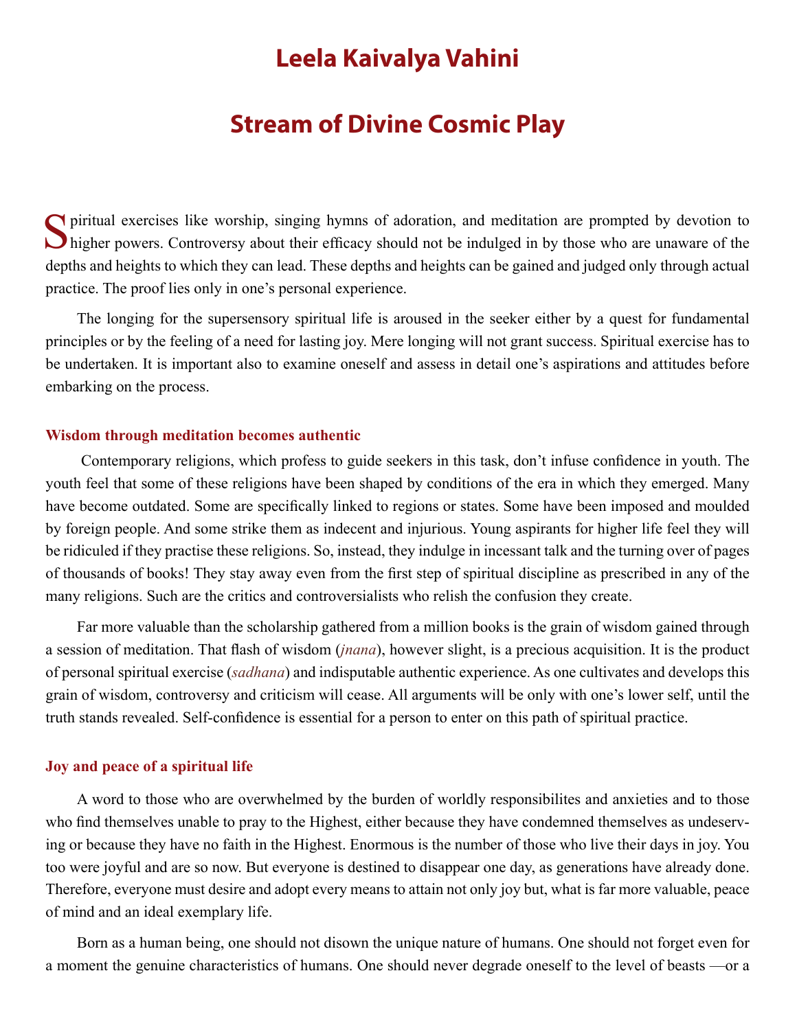# Leela Kaivalya Vahini

# Stream of Divine Cosmic Play

Spiritual exercises like worship, singing hymns of adoration, and meditation are prompted by devotion to higher powers. Controversy about their efficacy should not be indulged in by those who are unaware of the depths and heights to which they can lead. These depths and heights can be gained and judged only through actual practice. The proof lies only in one's personal experience.

The longing for the supersensory spiritual life is aroused in the seeker either by a quest for fundamental principles or by the feeling of a need for lasting joy. Mere longing will not grant success. Spiritual exercise has to be undertaken. It is important also to examine oneself and assess in detail one's aspirations and attitudes before embarking on the process.

### Wisdom through meditation becomes authentic

Contemporary religions, which profess to guide seekers in this task, don't infuse confidence in youth. The youth feel that some of these religions have been shaped by conditions of the era in which they emerged. Many have become outdated. Some are specifically linked to regions or states. Some have been imposed and moulded by foreign people. And some strike them as indecent and injurious. Young aspirants for higher life feel they will be ridiculed if they practise these religions. So, instead, they indulge in incessant talk and the turning over of pages of thousands of books! They stay away even from the first step of spiritual discipline as prescribed in any of the many religions. Such are the critics and controversialists who relish the confusion they create.

Far more valuable than the scholarship gathered from a million books is the grain of wisdom gained through a session of meditation. That flash of wisdom (*jnana*), however slight, is a precious acquisition. It is the product of personal spiritual exercise (*sadhana*) and indisputable authentic experience. As one cultivates and develops this grain of wisdom, controversy and criticism will cease. All arguments will be only with one's lower self, until the truth stands revealed. Self-confidence is essential for a person to enter on this path of spiritual practice.

### Joy and peace of a spiritual life

A word to those who are overwhelmed by the burden of worldly responsibilites and anxieties and to those who find themselves unable to pray to the Highest, either because they have condemned themselves as undeserving or because they have no faith in the Highest. Enormous is the number of those who live their days in joy. You too were joyful and are so now. But everyone is destined to disappear one day, as generations have already done. Therefore, everyone must desire and adopt every means to attain not only joy but, what is far more valuable, peace of mind and an ideal exemplary life.

Born as a human being, one should not disown the unique nature of humans. One should not forget even for a moment the genuine characteristics of humans. One should never degrade oneself to the level of beasts —or a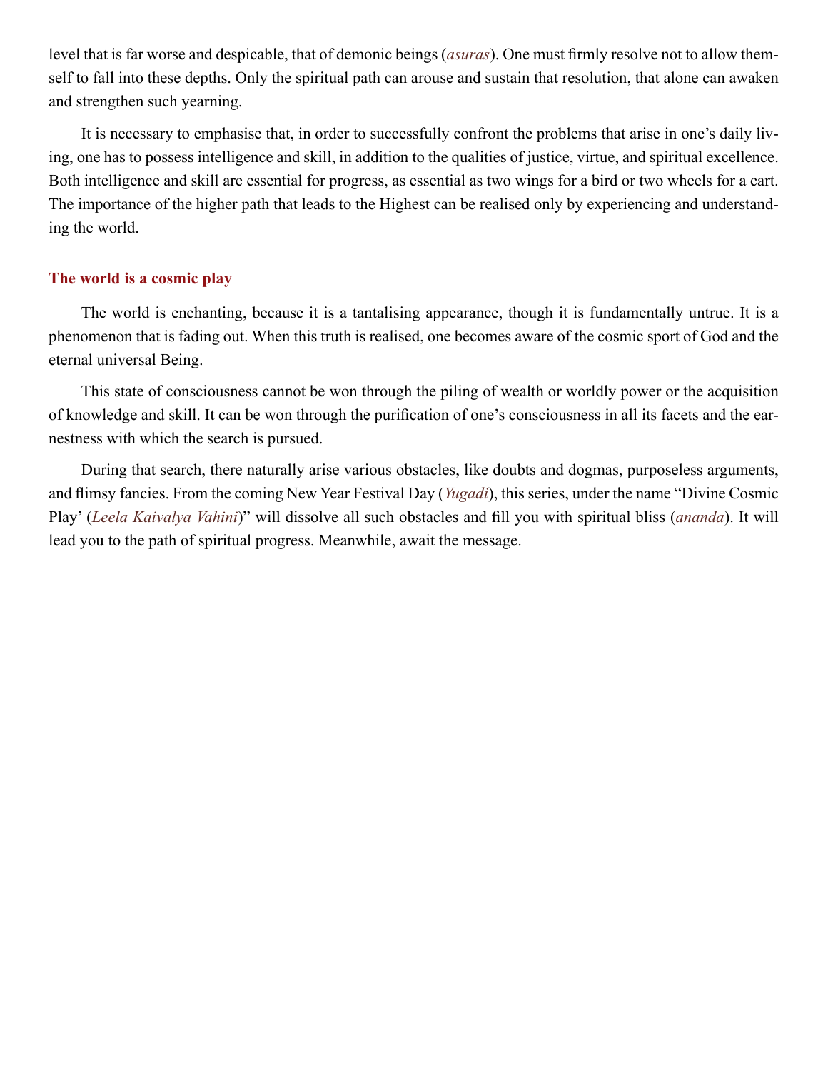level that is far worse and despicable, that of demonic beings (*asuras*). One must firmly resolve not to allow themself to fall into these depths. Only the spiritual path can arouse and sustain that resolution, that alone can awaken and strengthen such yearning.

It is necessary to emphasise that, in order to successfully confront the problems that arise in one's daily living, one has to possess intelligence and skill, in addition to the qualities of justice, virtue, and spiritual excellence. Both intelligence and skill are essential for progress, as essential as two wings for a bird or two wheels for a cart. The importance of the higher path that leads to the Highest can be realised only by experiencing and understanding the world.

### The world is a cosmic play

The world is enchanting, because it is a tantalising appearance, though it is fundamentally untrue. It is a phenomenon that is fading out. When this truth is realised, one becomes aware of the cosmic sport of God and the eternal universal Being.

This state of consciousness cannot be won through the piling of wealth or worldly power or the acquisition of knowledge and skill. It can be won through the purification of one's consciousness in all its facets and the earnestness with which the search is pursued.

During that search, there naturally arise various obstacles, like doubts and dogmas, purposeless arguments, and flimsy fancies. From the coming New Year Festival Day (*Yugadi*), this series, under the name "Divine Cosmic Play' (*Leela Kaivalya Vahini*)" will dissolve all such obstacles and fill you with spiritual bliss (*ananda*). It will lead you to the path of spiritual progress. Meanwhile, await the message.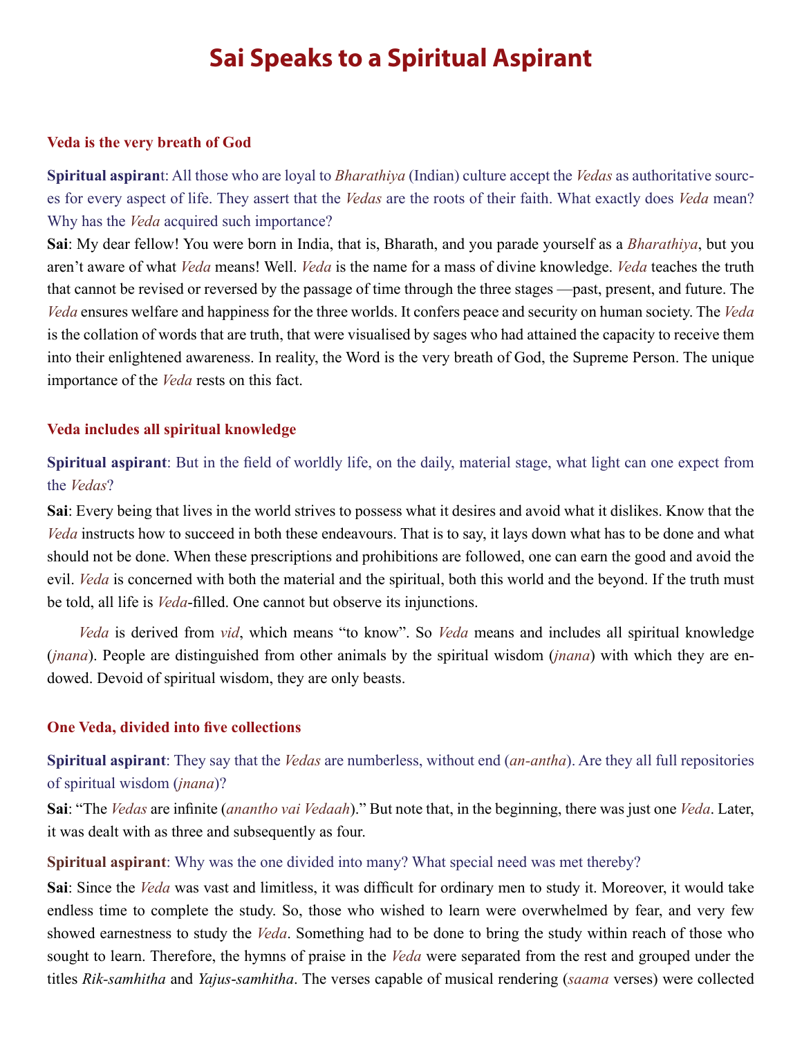# Sai Speaks to a Spiritual Aspirant

### Veda is the very breath of God

**Spiritual aspirant**: All those who are loyal to *Bharathiya* (Indian) culture accept the *Vedas* as authoritative sources for every aspect of life. They assert that the *Vedas* are the roots of their faith. What exactly does *Veda* mean? Why has the *Veda* acquired such importance?

**Sai**: My dear fellow! You were born in India, that is, Bharath, and you parade yourself as a *Bharathiya*, but you aren't aware of what *Veda* means! Well. *Veda* is the name for a mass of divine knowledge. *Veda* teaches the truth that cannot be revised or reversed by the passage of time through the three stages —past, present, and future. The *Veda* ensures welfare and happiness for the three worlds. It confers peace and security on human society. The *Veda* is the collation of words that are truth, that were visualised by sages who had attained the capacity to receive them into their enlightened awareness. In reality, the Word is the very breath of God, the Supreme Person. The unique importance of the *Veda* rests on this fact.

### Veda includes all spiritual knowledge

**Spiritual aspirant**: But in the field of worldly life, on the daily, material stage, what light can one expect from the *Vedas*?

**Sai**: Every being that lives in the world strives to possess what it desires and avoid what it dislikes. Know that the *Veda* instructs how to succeed in both these endeavours. That is to say, it lays down what has to be done and what should not be done. When these prescriptions and prohibitions are followed, one can earn the good and avoid the evil. *Veda* is concerned with both the material and the spiritual, both this world and the beyond. If the truth must be told, all life is *Veda*-filled. One cannot but observe its injunctions.

*Veda* is derived from *vid*, which means "to know". So *Veda* means and includes all spiritual knowledge (*jnana*). People are distinguished from other animals by the spiritual wisdom (*jnana*) with which they are endowed. Devoid of spiritual wisdom, they are only beasts.

### One Veda, divided into five collections

**Spiritual aspirant**: They say that the *Vedas* are numberless, without end (*an-antha*). Are they all full repositories of spiritual wisdom (*jnana*)?

**Sai**: "The *Vedas* are infinite (*anantho vai Vedaah*)." But note that, in the beginning, there was just one *Veda*. Later, it was dealt with as three and subsequently as four.

**Spiritual aspirant**: Why was the one divided into many? What special need was met thereby?

**Sai**: Since the *Veda* was vast and limitless, it was difficult for ordinary men to study it. Moreover, it would take endless time to complete the study. So, those who wished to learn were overwhelmed by fear, and very few showed earnestness to study the *Veda*. Something had to be done to bring the study within reach of those who sought to learn. Therefore, the hymns of praise in the *Veda* were separated from the rest and grouped under the titles *Rik-samhitha* and *Yajus-samhitha*. The verses capable of musical rendering (*saama* verses) were collected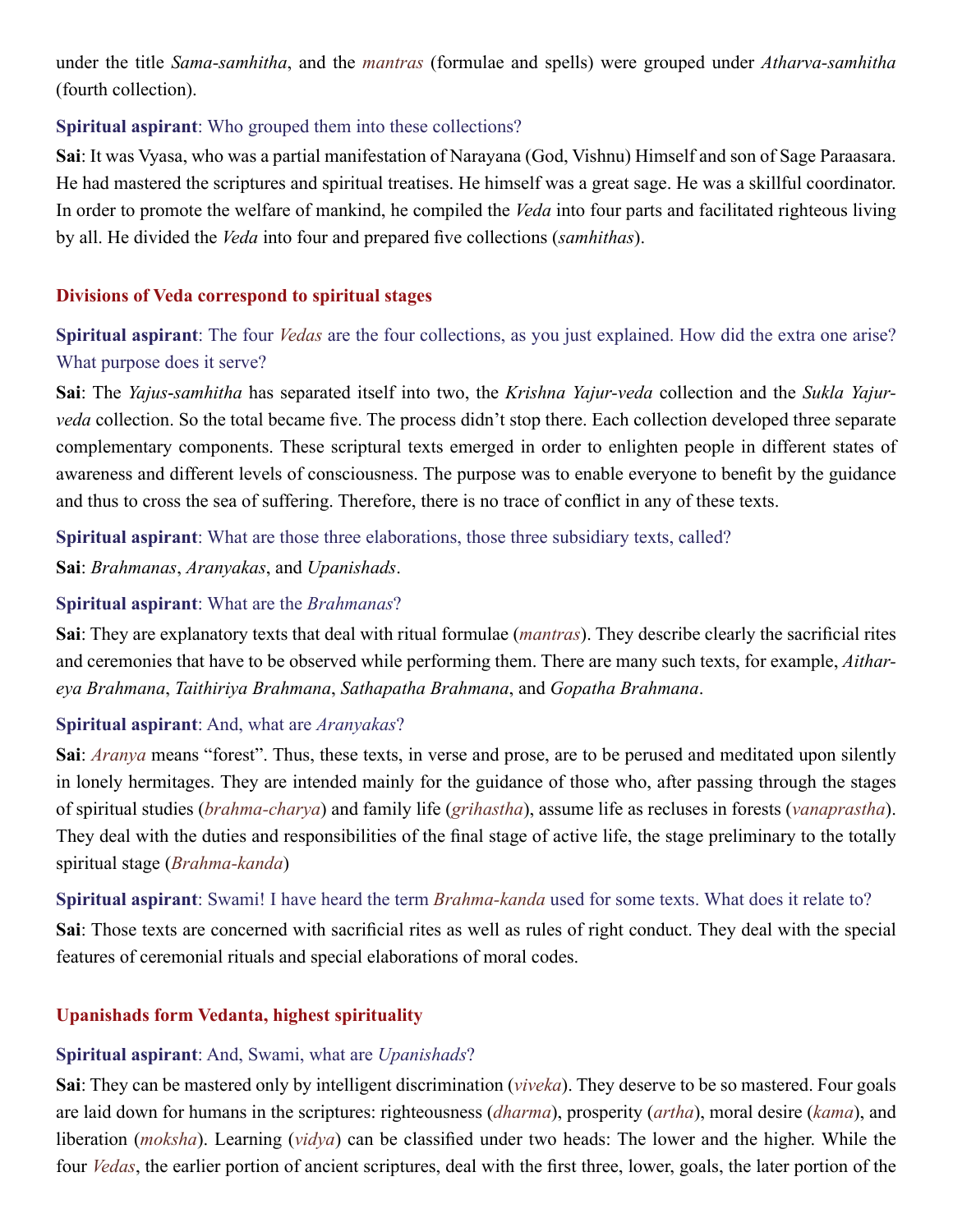under the title *Sama-samhitha*, and the *mantras* (formulae and spells) were grouped under *Atharva-samhitha* (fourth collection).

**Spiritual aspirant**: Who grouped them into these collections?

**Sai**: It was Vyasa, who was a partial manifestation of Narayana (God, Vishnu) Himself and son of Sage Paraasara. He had mastered the scriptures and spiritual treatises. He himself was a great sage. He was a skillful coordinator. In order to promote the welfare of mankind, he compiled the *Veda* into four parts and facilitated righteous living by all. He divided the *Veda* into four and prepared five collections (*samhithas*).

## Divisions of Veda correspond to spiritual stages

**Spiritual aspirant**: The four *Vedas* are the four collections, as you just explained. How did the extra one arise? What purpose does it serve?

**Sai**: The *Yajus-samhitha* has separated itself into two, the *Krishna Yajur-veda* collection and the *Sukla Yajur-veda* collection. So the total became five. The process didn't stop there. Each collection developed three separate complementary components. These scriptural texts emerged in order to enlighten people in different states of awareness and different levels of consciousness. The purpose was to enable everyone to benefit by the guidance and thus to cross the sea of suffering. Therefore, there is no trace of conflict in any of these texts.

**Spiritual aspirant**: What are those three elaborations, those three subsidiary texts, called?

**Sai**: *Brahmanas*, *Aranyakas*, and *Upanishads*.

**Spiritual aspirant**: What are the *Brahmanas*?

**Sai**: They are explanatory texts that deal with ritual formulae (*mantras*). They describe clearly the sacrificial rites and ceremonies that have to be observed while performing them. There are many such texts, for example, *Aithareya Brahmana*, *Taithiriya Brahmana*, *Sathapatha Brahmana*, and *Gopatha Brahmana*.

**Spiritual aspirant**: And, what are *Aranyakas*?

**Sai**: *Aranya* means "forest". Thus, these texts, in verse and prose, are to be perused and meditated upon silently in lonely hermitages. They are intended mainly for the guidance of those who, after passing through the stages of spiritual studies (*brahma-charya*) and family life (*grihastha*), assume life as recluses in forests (*vanaprastha*). They deal with the duties and responsibilities of the final stage of active life, the stage preliminary to the totally spiritual stage (*Brahma-kanda*)

**Spiritual aspirant**: Swami! I have heard the term *Brahma-kanda* used for some texts. What does it relate to?

**Sai**: Those texts are concerned with sacrificial rites as well as rules of right conduct. They deal with the special features of ceremonial rituals and special elaborations of moral codes.

## Upanishads form Vedanta, highest spirituality

**Spiritual aspirant**: And, Swami, what are *Upanishads*?

**Sai**: They can be mastered only by intelligent discrimination (*viveka*). They deserve to be so mastered. Four goals are laid down for humans in the scriptures: righteousness (*dharma*), prosperity (*artha*), moral desire (*kama*), and liberation (*moksha*). Learning (*vidya*) can be classified under two heads: The lower and the higher. While the four *Vedas*, the earlier portion of ancient scriptures, deal with the first three, lower, goals, the later portion of the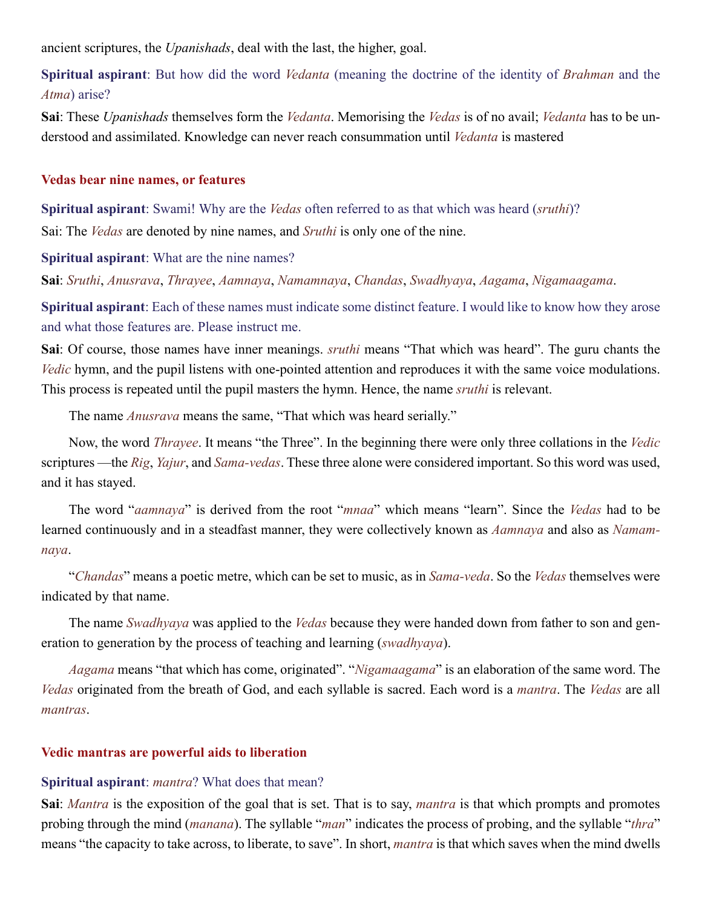ancient scriptures, the *Upanishads*, deal with the last, the higher, goal.

**Spiritual aspirant**: But how did the word *Vedanta* (meaning the doctrine of the identity of *Brahman* and the *Atma*) arise?

**Sai**: These *Upanishads* themselves form the *Vedanta*. Memorising the *Vedas* is of no avail; *Vedanta* has to be understood and assimilated. Knowledge can never reach consummation until *Vedanta* is mastered

### Vedas bear nine names, or features

**Spiritual aspirant**: Swami! Why are the *Vedas* often referred to as that which was heard (*sruthi*)?

Sai: The *Vedas* are denoted by nine names, and *Sruthi* is only one of the nine.

**Spiritual aspirant**: What are the nine names?

**Sai**: *Sruthi*, *Anusrava*, *Thrayee*, *Aamnaya*, *Namamnaya*, *Chandas*, *Swadhyaya*, *Aagama*, *Nigamaagama*.

**Spiritual aspirant**: Each of these names must indicate some distinct feature. I would like to know how they arose and what those features are. Please instruct me.

**Sai**: Of course, those names have inner meanings. *sruthi* means "That which was heard". The guru chants the *Vedic* hymn, and the pupil listens with one-pointed attention and reproduces it with the same voice modulations. This process is repeated until the pupil masters the hymn. Hence, the name *sruthi* is relevant.

The name *Anusrava* means the same, "That which was heard serially."

Now, the word *Thrayee*. It means "the Three". In the beginning there were only three collations in the *Vedic* scriptures —the *Rig*, *Yajur*, and *Sama-vedas*. These three alone were considered important. So this word was used, and it has stayed.

The word "*aamnaya*" is derived from the root "*mnaa*" which means "learn". Since the *Vedas* had to be learned continuously and in a steadfast manner, they were collectively known as *Aamnaya* and also as *Namamnaya*.

"*Chandas*" means a poetic metre, which can be set to music, as in *Sama-veda*. So the *Vedas* themselves were indicated by that name.

The name *Swadhyaya* was applied to the *Vedas* because they were handed down from father to son and generation to generation by the process of teaching and learning (*swadhyaya*).

*Aagama* means "that which has come, originated". "*Nigamaagama*" is an elaboration of the same word. The *Vedas* originated from the breath of God, and each syllable is sacred. Each word is a *mantra*. The *Vedas* are all *mantras*.

### Vedic mantras are powerful aids to liberation

**Spiritual aspirant**: *mantra*? What does that mean?

**Sai**: *Mantra* is the exposition of the goal that is set. That is to say, *mantra* is that which prompts and promotes probing through the mind (*manana*). The syllable "*man*" indicates the process of probing, and the syllable "*thra*" means "the capacity to take across, to liberate, to save". In short, *mantra* is that which saves when the mind dwells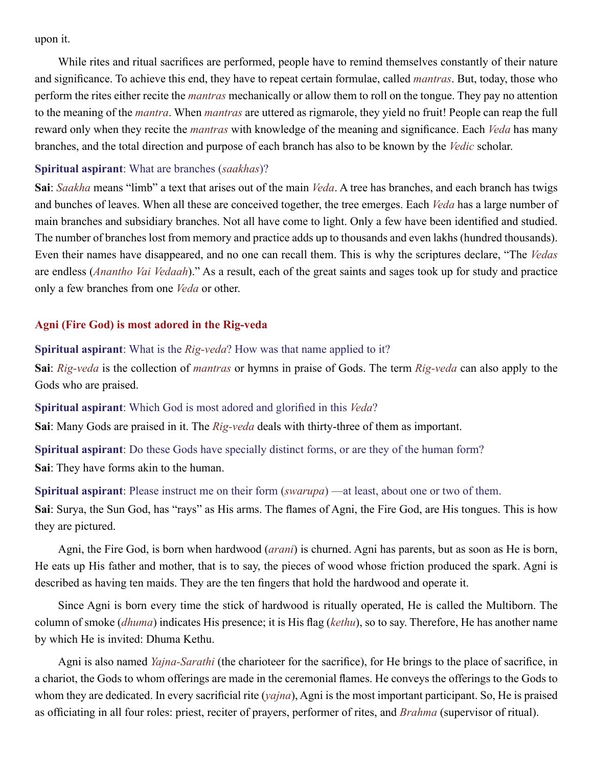upon it.

While rites and ritual sacrifices are performed, people have to remind themselves constantly of their nature and significance. To achieve this end, they have to repeat certain formulae, called *mantras*. But, today, those who perform the rites either recite the *mantras* mechanically or allow them to roll on the tongue. They pay no attention to the meaning of the *mantra*. When *mantras* are uttered as rigmarole, they yield no fruit! People can reap the full reward only when they recite the *mantras* with knowledge of the meaning and significance. Each *Veda* has many branches, and the total direction and purpose of each branch has also to be known by the *Vedic* scholar.

**Spiritual aspirant**: What are branches (*saakhas*)?

**Sai**: *Saakha* means "limb" a text that arises out of the main *Veda*. A tree has branches, and each branch has twigs and bunches of leaves. When all these are conceived together, the tree emerges. Each *Veda* has a large number of main branches and subsidiary branches. Not all have come to light. Only a few have been identified and studied. The number of branches lost from memory and practice adds up to thousands and even lakhs (hundred thousands). Even their names have disappeared, and no one can recall them. This is why the scriptures declare, "The *Vedas* are endless (*Anantho Vai Vedaah*)." As a result, each of the great saints and sages took up for study and practice only a few branches from one *Veda* or other.

### Agni (Fire God) is most adored in the Rig-veda

**Spiritual aspirant**: What is the *Rig-veda*? How was that name applied to it?

**Sai**: *Rig-veda* is the collection of *mantras* or hymns in praise of Gods. The term *Rig-veda* can also apply to the Gods who are praised.

**Spiritual aspirant**: Which God is most adored and glorified in this *Veda*?

**Sai**: Many Gods are praised in it. The *Rig-veda* deals with thirty-three of them as important.

**Spiritual aspirant**: Do these Gods have specially distinct forms, or are they of the human form?

**Sai**: They have forms akin to the human.

**Spiritual aspirant**: Please instruct me on their form (*swarupa*) —at least, about one or two of them.

**Sai**: Surya, the Sun God, has "rays" as His arms. The flames of Agni, the Fire God, are His tongues. This is how they are pictured.

Agni, the Fire God, is born when hardwood (*arani*) is churned. Agni has parents, but as soon as He is born, He eats up His father and mother, that is to say, the pieces of wood whose friction produced the spark. Agni is described as having ten maids. They are the ten fingers that hold the hardwood and operate it.

Since Agni is born every time the stick of hardwood is ritually operated, He is called the Multiborn. The column of smoke (*dhuma*) indicates His presence; it is His flag (*kethu*), so to say. Therefore, He has another name by which He is invited: Dhuma Kethu.

Agni is also named *Yajna-Sarathi* (the charioteer for the sacrifice), for He brings to the place of sacrifice, in a chariot, the Gods to whom offerings are made in the ceremonial flames. He conveys the offerings to the Gods to whom they are dedicated. In every sacrificial rite (*yajna*), Agni is the most important participant. So, He is praised as officiating in all four roles: priest, reciter of prayers, performer of rites, and *Brahma* (supervisor of ritual).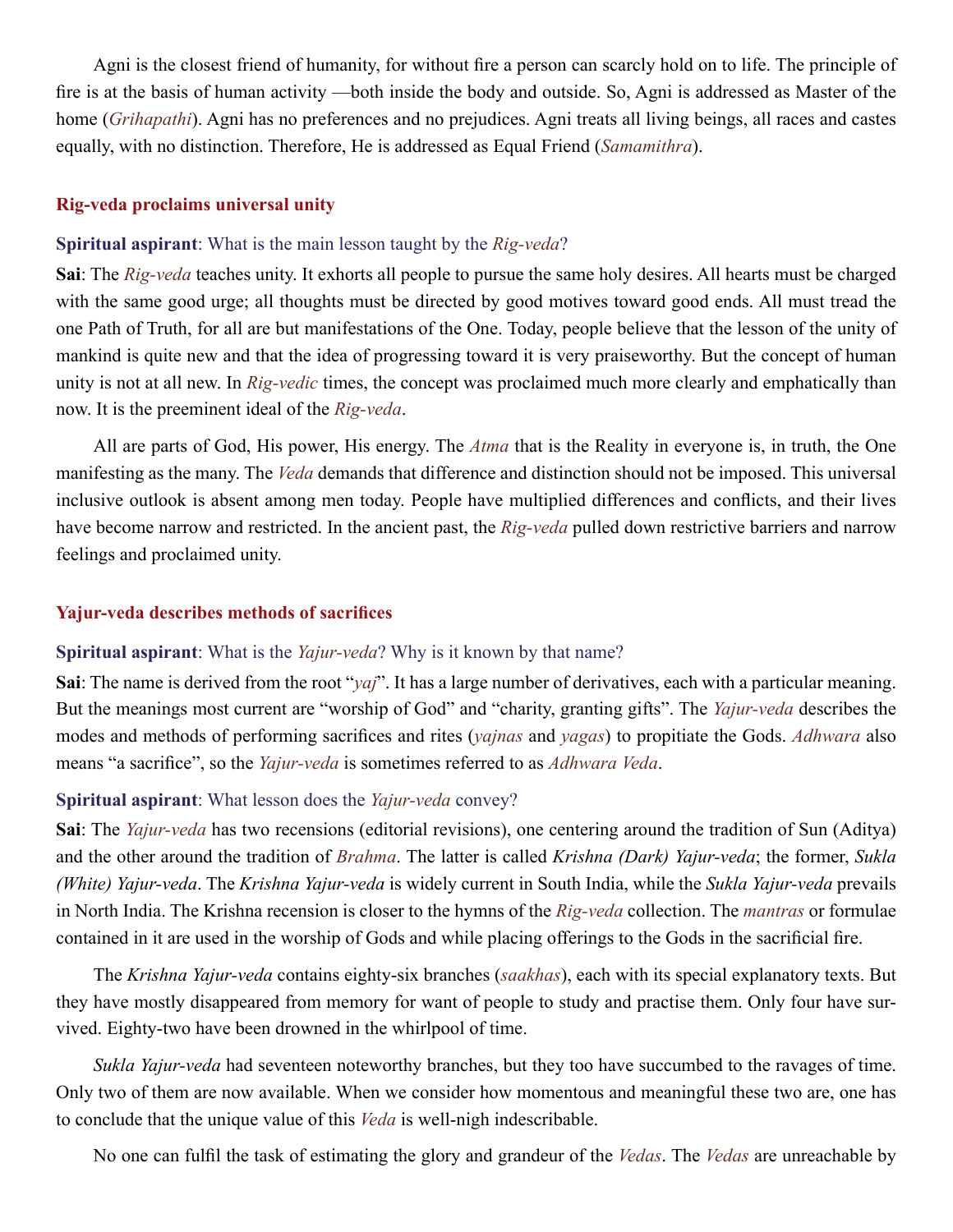Agni is the closest friend of humanity, for without fire a person can scarcely hold on to life. The principle of fire is at the basis of human activity —both inside the body and outside. So, Agni is addressed as Master of the home (*Grihapathi*). Agni has no preferences and no prejudices. Agni treats all living beings, all races and castes equally, with no distinction. Therefore, He is addressed as Equal Friend (*Samamithra*).

### Rig-veda proclaims universal unity

**Spiritual aspirant**: What is the main lesson taught by the *Rig-veda*?

**Sai**: The *Rig-veda* teaches unity. It exhorts all people to pursue the same holy desires. All hearts must be charged with the same good urge; all thoughts must be directed by good motives toward good ends. All must tread the one Path of Truth, for all are but manifestations of the One. Today, people believe that the lesson of the unity of mankind is quite new and that the idea of progressing toward it is very praiseworthy. But the concept of human unity is not at all new. In *Rig-vedic* times, the concept was proclaimed much more clearly and emphatically than now. It is the preeminent ideal of the *Rig-veda*.

All are parts of God, His power, His energy. The *Atma* that is the Reality in everyone is, in truth, the One manifesting as the many. The *Veda* demands that difference and distinction should not be imposed. This universal inclusive outlook is absent among men today. People have multiplied differences and conflicts, and their lives have become narrow and restricted. In the ancient past, the *Rig-veda* pulled down restrictive barriers and narrow feelings and proclaimed unity.

### Yajur-veda describes methods of sacrifices

**Spiritual aspirant**: What is the *Yajur-veda*? Why is it known by that name?

**Sai**: The name is derived from the root "*yaj*". It has a large number of derivatives, each with a particular meaning. But the meanings most current are "worship of God" and "charity, granting gifts". The *Yajur-veda* describes the modes and methods of performing sacrifices and rites (*yajnas* and *yagas*) to propitiate the Gods. *Adhwara* also means "a sacrifice", so the *Yajur-veda* is sometimes referred to as *Adhwara Veda*.

**Spiritual aspirant**: What lesson does the *Yajur-veda* convey?

**Sai**: The *Yajur-veda* has two recensions (editorial revisions), one centering around the tradition of Sun (Aditya) and the other around the tradition of *Brahma*. The latter is called *Krishna (Dark) Yajur-veda*; the former, *Sukla (White) Yajur-veda*. The *Krishna Yajur-veda* is widely current in South India, while the *Sukla Yajur-veda* prevails in North India. The Krishna recension is closer to the hymns of the *Rig-veda* collection. The *mantras* or formulae contained in it are used in the worship of Gods and while placing offerings to the Gods in the sacrificial fire.

The *Krishna Yajur-veda* contains eighty-six branches (*saakhas*), each with its special explanatory texts. But they have mostly disappeared from memory for want of people to study and practise them. Only four have survived. Eighty-two have been drowned in the whirlpool of time.

*Sukla Yajur-veda* had seventeen noteworthy branches, but they too have succumbed to the ravages of time. Only two of them are now available. When we consider how momentous and meaningful these two are, one has to conclude that the unique value of this *Veda* is well-nigh indescribable.

No one can fulfil the task of estimating the glory and grandeur of the *Vedas*. The *Vedas* are unreachable by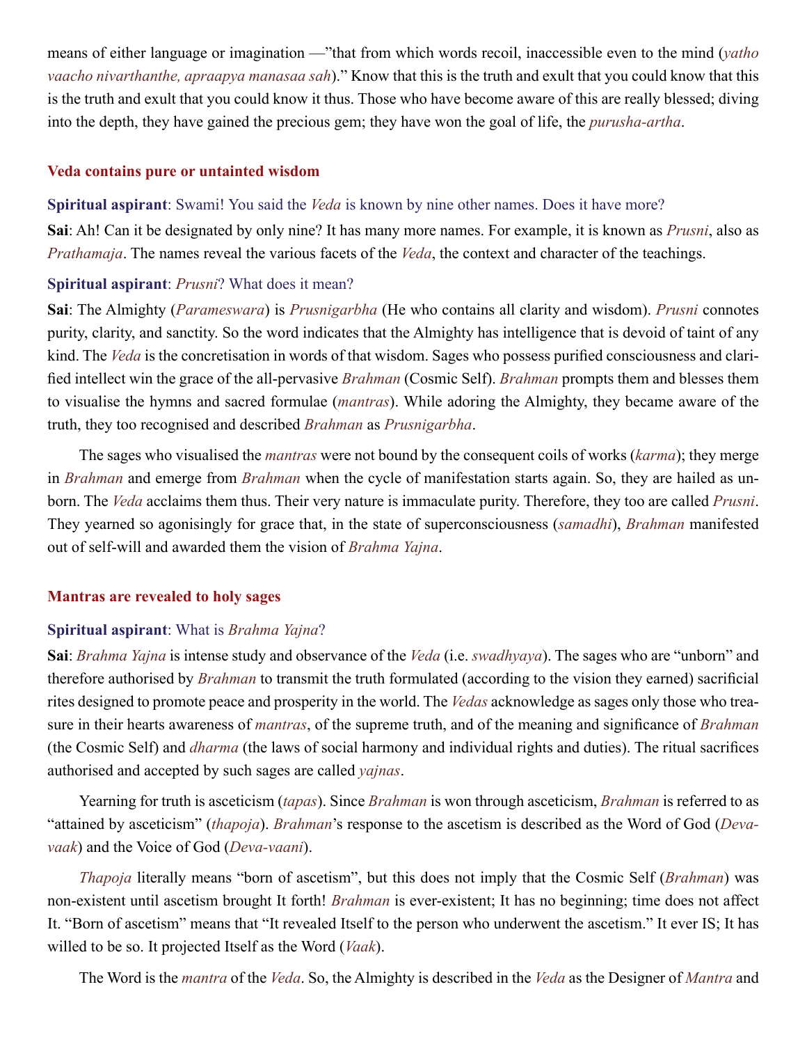means of either language or imagination —"that from which words recoil, inaccessible even to the mind (*yatho vaacho nivarthanthe, apraapya manasaa sah*)." Know that this is the truth and exult that you could know that this is the truth and exult that you could know it thus. Those who have become aware of this are really blessed; diving into the depth, they have gained the precious gem; they have won the goal of life, the *purusha-artha*.

### Veda contains pure or untainted wisdom

**Spiritual aspirant**: Swami! You said the *Veda* is known by nine other names. Does it have more?

**Sai**: Ah! Can it be designated by only nine? It has many more names. For example, it is known as *Prusni*, also as *Prathamaja*. The names reveal the various facets of the *Veda*, the context and character of the teachings.

**Spiritual aspirant**: *Prusni*? What does it mean?

**Sai**: The Almighty (*Parameswara*) is *Prusnigarbha* (He who contains all clarity and wisdom). *Prusni* connotes purity, clarity, and sanctity. So the word indicates that the Almighty has intelligence that is devoid of taint of any kind. The *Veda* is the concretisation in words of that wisdom. Sages who possess purified consciousness and clarified intellect win the grace of the all-pervasive *Brahman* (Cosmic Self). *Brahman* prompts them and blesses them to visualise the hymns and sacred formulae (*mantras*). While adoring the Almighty, they became aware of the truth, they too recognised and described *Brahman* as *Prusnigarbha*.

The sages who visualised the *mantras* were not bound by the consequent coils of works (*karma*); they merge in *Brahman* and emerge from *Brahman* when the cycle of manifestation starts again. So, they are hailed as unborn. The *Veda* acclaims them thus. Their very nature is immaculate purity. Therefore, they too are called *Prusni*. They yearned so agonisingly for grace that, in the state of superconsciousness (*samadhi*), *Brahman* manifested out of self-will and awarded them the vision of *Brahma Yajna*.

### Mantras are revealed to holy sages

**Spiritual aspirant**: What is *Brahma Yajna*?

**Sai**: *Brahma Yajna* is intense study and observance of the *Veda* (i.e. *swadhyaya*). The sages who are "unborn" and therefore authorised by *Brahman* to transmit the truth formulated (according to the vision they earned) sacrificial rites designed to promote peace and prosperity in the world. The *Vedas* acknowledge as sages only those who treasure in their hearts awareness of *mantras*, of the supreme truth, and of the meaning and significance of *Brahman* (the Cosmic Self) and *dharma* (the laws of social harmony and individual rights and duties). The ritual sacrifices authorised and accepted by such sages are called *yajnas*.

Yearning for truth is asceticism (*tapas*). Since *Brahman* is won through asceticism, *Brahman* is referred to as "attained by asceticism" (*thapoja*). *Brahman*'s response to the ascetism is described as the Word of God (*Deva-vaak*) and the Voice of God (*Deva-vaani*).

*Thapoja* literally means "born of ascetism", but this does not imply that the Cosmic Self (*Brahman*) was non-existent until ascetism brought It forth! *Brahman* is ever-existent; It has no beginning; time does not affect It. "Born of ascetism" means that "It revealed Itself to the person who underwent the ascetism." It ever IS; It has willed to be so. It projected Itself as the Word (*Vaak*).

The Word is the *mantra* of the *Veda*. So, the Almighty is described in the *Veda* as the Designer of *Mantra* and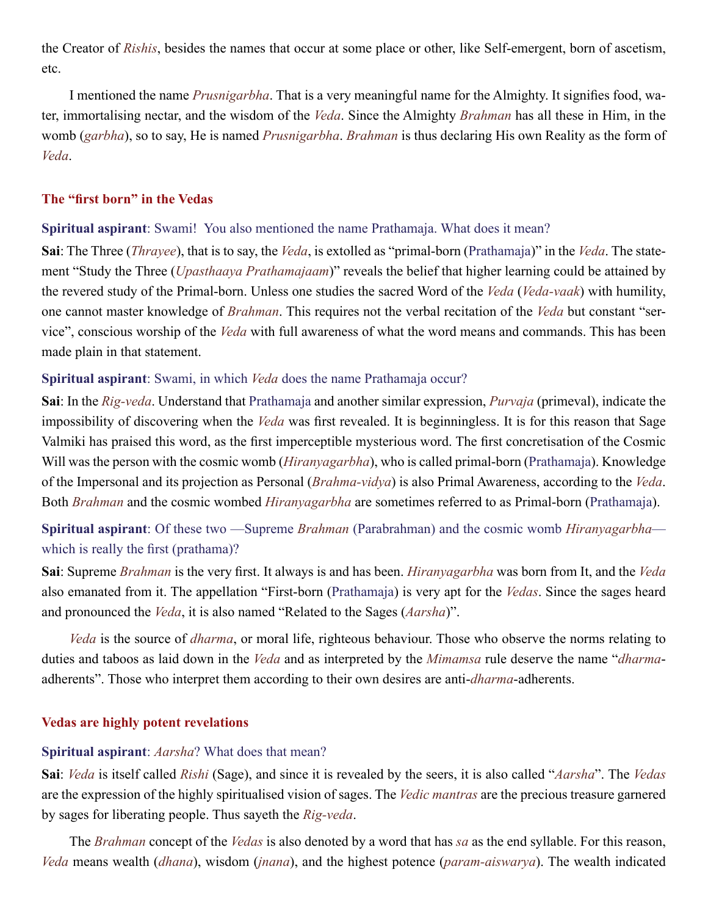the Creator of *Rishis*, besides the names that occur at some place or other, like Self-emergent, born of ascetism, etc.

I mentioned the name *Prusnigarbha*. That is a very meaningful name for the Almighty. It signifies food, water, immortalising nectar, and the wisdom of the *Veda*. Since the Almighty *Brahman* has all these in Him, in the womb (*garbha*), so to say, He is named *Prusnigarbha*. *Brahman* is thus declaring His own Reality as the form of *Veda*.

### The "first born" in the Vedas

**Spiritual aspirant**: Swami! You also mentioned the name Prathamaja. What does it mean?

**Sai**: The Three (*Thrayee*), that is to say, the *Veda*, is extolled as "primal-born (Prathamaja)" in the *Veda*. The statement "Study the Three (*Upasthaaya Prathamajaam*)" reveals the belief that higher learning could be attained by the revered study of the Primal-born. Unless one studies the sacred Word of the *Veda* (*Veda-vaak*) with humility, one cannot master knowledge of *Brahman*. This requires not the verbal recitation of the *Veda* but constant "service", conscious worship of the *Veda* with full awareness of what the word means and commands. This has been made plain in that statement.

**Spiritual aspirant**: Swami, in which *Veda* does the name Prathamaja occur?

**Sai**: In the *Rig-veda*. Understand that Prathamaja and another similar expression, *Purvaja* (primeval), indicate the impossibility of discovering when the *Veda* was first revealed. It is beginningless. It is for this reason that Sage Valmiki has praised this word, as the first imperceptible mysterious word. The first concretisation of the Cosmic Will was the person with the cosmic womb (*Hiranyagarbha*), who is called primal-born (Prathamaja). Knowledge of the Impersonal and its projection as Personal (*Brahma-vidya*) is also Primal Awareness, according to the *Veda*. Both *Brahman* and the cosmic wombed *Hiranyagarbha* are sometimes referred to as Primal-born (Prathamaja).

**Spiritual aspirant**: Of these two —Supreme *Brahman* (Parabrahman) and the cosmic womb *Hiranyagarbha*— which is really the first (prathama)?

**Sai**: Supreme *Brahman* is the very first. It always is and has been. *Hiranyagarbha* was born from It, and the *Veda* also emanated from it. The appellation "First-born (Prathamaja) is very apt for the *Vedas*. Since the sages heard and pronounced the *Veda*, it is also named "Related to the Sages (*Aarsha*)".

*Veda* is the source of *dharma*, or moral life, righteous behaviour. Those who observe the norms relating to duties and taboos as laid down in the *Veda* and as interpreted by the *Mimamsa* rule deserve the name "*dharma*-adherents". Those who interpret them according to their own desires are anti-*dharma*-adherents.

### Vedas are highly potent revelations

**Spiritual aspirant**: *Aarsha*? What does that mean?

**Sai**: *Veda* is itself called *Rishi* (Sage), and since it is revealed by the seers, it is also called "*Aarsha*". The *Vedas* are the expression of the highly spiritualised vision of sages. The *Vedic mantras* are the precious treasure garnered by sages for liberating people. Thus sayeth the *Rig-veda*.

The *Brahman* concept of the *Vedas* is also denoted by a word that has *sa* as the end syllable. For this reason, *Veda* means wealth (*dhana*), wisdom (*jnana*), and the highest potence (*param-aiswarya*). The wealth indicated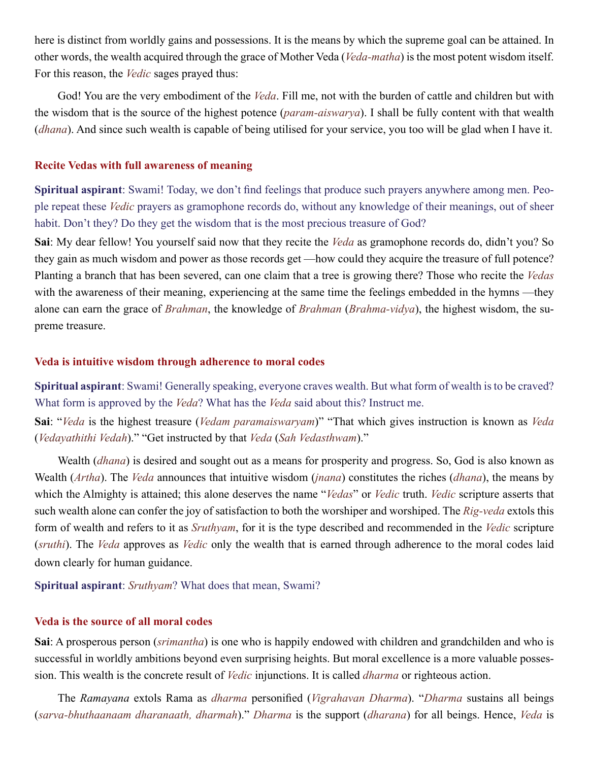here is distinct from worldly gains and possessions. It is the means by which the supreme goal can be attained. In other words, the wealth acquired through the grace of Mother Veda (*Veda-matha*) is the most potent wisdom itself. For this reason, the *Vedic* sages prayed thus:

God! You are the very embodiment of the *Veda*. Fill me, not with the burden of cattle and children but with the wisdom that is the source of the highest potence (*param-aiswarya*). I shall be fully content with that wealth (*dhana*). And since such wealth is capable of being utilised for your service, you too will be glad when I have it.

### Recite Vedas with full awareness of meaning

**Spiritual aspirant**: Swami! Today, we don't find feelings that produce such prayers anywhere among men. People repeat these *Vedic* prayers as gramophone records do, without any knowledge of their meanings, out of sheer habit. Don't they? Do they get the wisdom that is the most precious treasure of God?

**Sai**: My dear fellow! You yourself said now that they recite the *Veda* as gramophone records do, didn't you? So they gain as much wisdom and power as those records get —how could they acquire the treasure of full potence? Planting a branch that has been severed, can one claim that a tree is growing there? Those who recite the *Vedas* with the awareness of their meaning, experiencing at the same time the feelings embedded in the hymns —they alone can earn the grace of *Brahman*, the knowledge of *Brahman* (*Brahma-vidya*), the highest wisdom, the supreme treasure.

### Veda is intuitive wisdom through adherence to moral codes

**Spiritual aspirant**: Swami! Generally speaking, everyone craves wealth. But what form of wealth is to be craved? What form is approved by the *Veda*? What has the *Veda* said about this? Instruct me.

**Sai**: "*Veda* is the highest treasure (*Vedam paramaiswaryam*)" "That which gives instruction is known as *Veda* (*Vedayathithi Vedah*)." "Get instructed by that *Veda* (*Sah Vedasthwam*)."

Wealth (*dhana*) is desired and sought out as a means for prosperity and progress. So, God is also known as Wealth (*Artha*). The *Veda* announces that intuitive wisdom (*jnana*) constitutes the riches (*dhana*), the means by which the Almighty is attained; this alone deserves the name "*Vedas*" or *Vedic* truth. *Vedic* scripture asserts that such wealth alone can confer the joy of satisfaction to both the worshiper and worshiped. The *Rig-veda* extols this form of wealth and refers to it as *Sruthyam*, for it is the type described and recommended in the *Vedic* scripture (*sruthi*). The *Veda* approves as *Vedic* only the wealth that is earned through adherence to the moral codes laid down clearly for human guidance.

**Spiritual aspirant**: *Sruthyam*? What does that mean, Swami?

### Veda is the source of all moral codes

**Sai**: A prosperous person (*srimantha*) is one who is happily endowed with children and grandchilden and who is successful in worldly ambitions beyond even surprising heights. But moral excellence is a more valuable possession. This wealth is the concrete result of *Vedic* injunctions. It is called *dharma* or righteous action.

The *Ramayana* extols Rama as *dharma* personified (*Vigrahavan Dharma*). "*Dharma* sustains all beings (*sarva-bhuthaanaam dharanaath, dharmah*)." *Dharma* is the support (*dharana*) for all beings. Hence, *Veda* is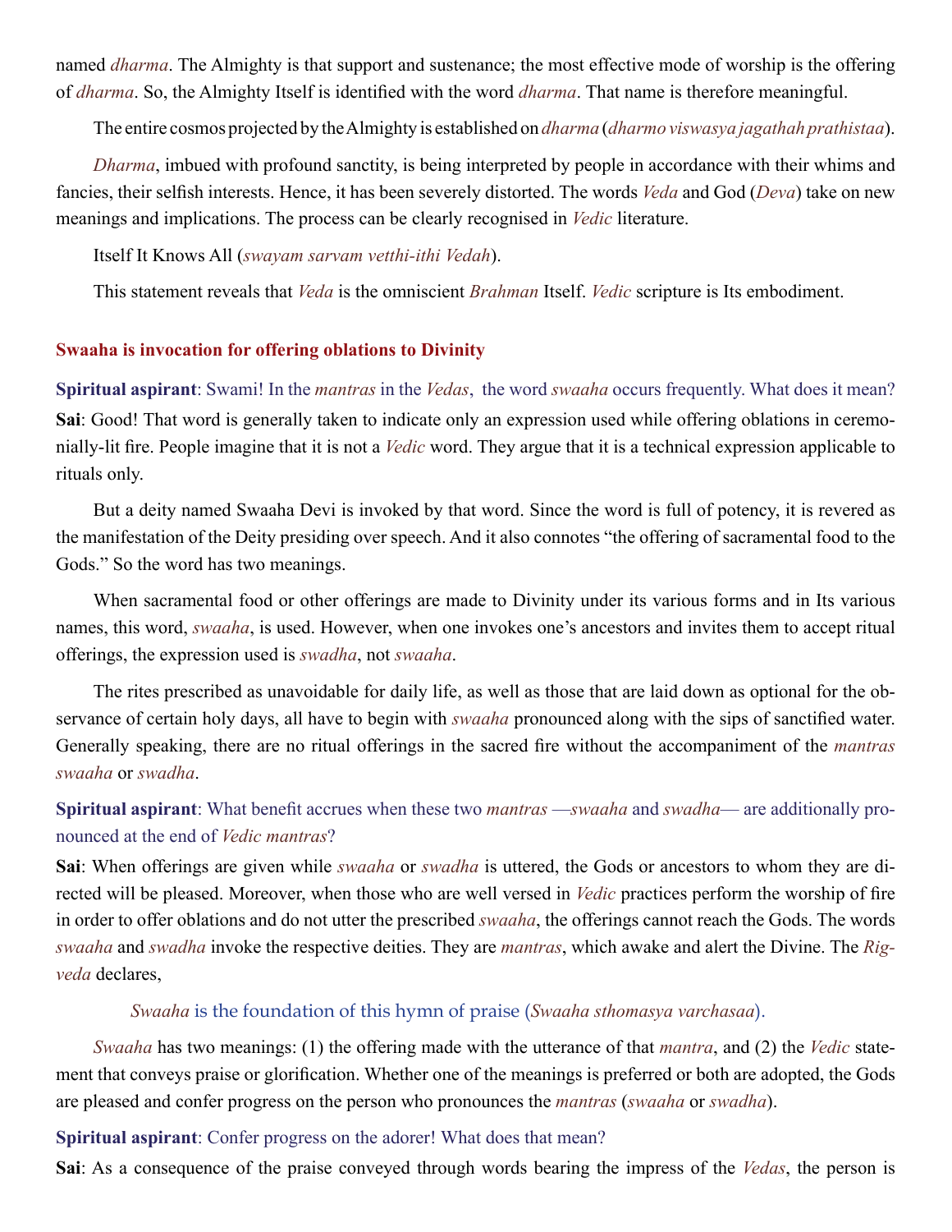named *dharma*. The Almighty is that support and sustenance; the most effective mode of worship is the offering of *dharma*. So, the Almighty Itself is identified with the word *dharma*. That name is therefore meaningful.

The entire cosmos projected by the Almighty is established on *dharma* (*dharmo viswasya jagathah prathistaa*).

*Dharma*, imbued with profound sanctity, is being interpreted by people in accordance with their whims and fancies, their selfish interests. Hence, it has been severely distorted. The words *Veda* and God (*Deva*) take on new meanings and implications. The process can be clearly recognised in *Vedic* literature.

Itself It Knows All (*swayam sarvam vetthi-ithi Vedah*).

This statement reveals that *Veda* is the omniscient *Brahman* Itself. *Vedic* scripture is Its embodiment.

### Swaaha is invocation for offering oblations to Divinity

**Spiritual aspirant**: Swami! In the *mantras* in the *Vedas*, the word *swaaha* occurs frequently. What does it mean?

**Sai**: Good! That word is generally taken to indicate only an expression used while offering oblations in ceremonially-lit fire. People imagine that it is not a *Vedic* word. They argue that it is a technical expression applicable to rituals only.

But a deity named Swaaha Devi is invoked by that word. Since the word is full of potency, it is revered as the manifestation of the Deity presiding over speech. And it also connotes "the offering of sacramental food to the Gods." So the word has two meanings.

When sacramental food or other offerings are made to Divinity under its various forms and in Its various names, this word, *swaaha*, is used. However, when one invokes one's ancestors and invites them to accept ritual offerings, the expression used is *swadha*, not *swaaha*.

The rites prescribed as unavoidable for daily life, as well as those that are laid down as optional for the observance of certain holy days, all have to begin with *swaaha* pronounced along with the sips of sanctified water. Generally speaking, there are no ritual offerings in the sacred fire without the accompaniment of the *mantras swaaha* or *swadha*.

**Spiritual aspirant**: What benefit accrues when these two *mantras* —*swaaha* and *swadha*— are additionally pronounced at the end of *Vedic mantras*?

**Sai**: When offerings are given while *swaaha* or *swadha* is uttered, the Gods or ancestors to whom they are directed will be pleased. Moreover, when those who are well versed in *Vedic* practices perform the worship of fire in order to offer oblations and do not utter the prescribed *swaaha*, the offerings cannot reach the Gods. The words *swaaha* and *swadha* invoke the respective deities. They are *mantras*, which awake and alert the Divine. The *Rigveda* declares,

> *Swaaha* is the foundation of this hymn of praise (*Swaaha sthomasya varchasaa*).

*Swaaha* has two meanings: (1) the offering made with the utterance of that *mantra*, and (2) the *Vedic* statement that conveys praise or glorification. Whether one of the meanings is preferred or both are adopted, the Gods are pleased and confer progress on the person who pronounces the *mantras* (*swaaha* or *swadha*).

**Spiritual aspirant**: Confer progress on the adorer! What does that mean?

**Sai**: As a consequence of the praise conveyed through words bearing the impress of the *Vedas*, the person is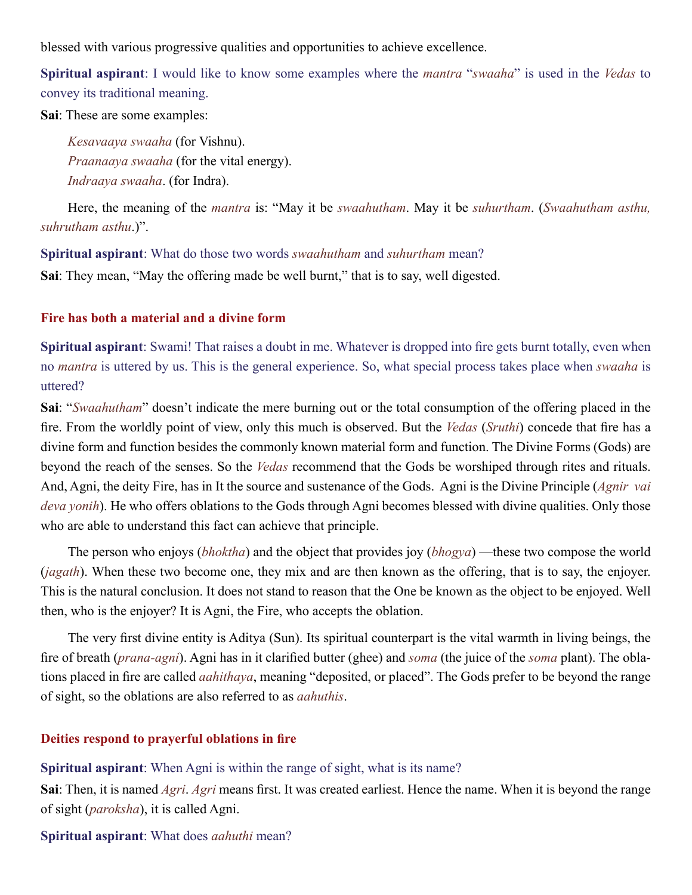blessed with various progressive qualities and opportunities to achieve excellence.

**Spiritual aspirant**: I would like to know some examples where the *mantra* "*swaaha*" is used in the *Vedas* to convey its traditional meaning.

**Sai**: These are some examples:

*Kesavaaya swaaha* (for Vishnu).
*Praanaaya swaaha* (for the vital energy).
*Indraaya swaaha*. (for Indra).

Here, the meaning of the *mantra* is: "May it be *swaahutham*. May it be *suhurtham*. (*Swaahutham asthu, suhrutham asthu*.)".

**Spiritual aspirant**: What do those two words *swaahutham* and *suhurtham* mean?

**Sai**: They mean, "May the offering made be well burnt," that is to say, well digested.

## Fire has both a material and a divine form

**Spiritual aspirant**: Swami! That raises a doubt in me. Whatever is dropped into fire gets burnt totally, even when no *mantra* is uttered by us. This is the general experience. So, what special process takes place when *swaaha* is uttered?

**Sai**: "*Swaahutham*" doesn't indicate the mere burning out or the total consumption of the offering placed in the fire. From the worldly point of view, only this much is observed. But the *Vedas* (*Sruthi*) concede that fire has a divine form and function besides the commonly known material form and function. The Divine Forms (Gods) are beyond the reach of the senses. So the *Vedas* recommend that the Gods be worshiped through rites and rituals. And, Agni, the deity Fire, has in It the source and sustenance of the Gods. Agni is the Divine Principle (*Agnir vai deva yonih*). He who offers oblations to the Gods through Agni becomes blessed with divine qualities. Only those who are able to understand this fact can achieve that principle.

The person who enjoys (*bhoktha*) and the object that provides joy (*bhogya*) —these two compose the world (*jagath*). When these two become one, they mix and are then known as the offering, that is to say, the enjoyer. This is the natural conclusion. It does not stand to reason that the One be known as the object to be enjoyed. Well then, who is the enjoyer? It is Agni, the Fire, who accepts the oblation.

The very first divine entity is Aditya (Sun). Its spiritual counterpart is the vital warmth in living beings, the fire of breath (*prana-agni*). Agni has in it clarified butter (ghee) and *soma* (the juice of the *soma* plant). The oblations placed in fire are called *aahithaya*, meaning "deposited, or placed". The Gods prefer to be beyond the range of sight, so the oblations are also referred to as *aahuthis*.

## Deities respond to prayerful oblations in fire

**Spiritual aspirant**: When Agni is within the range of sight, what is its name?

**Sai**: Then, it is named *Agri*. *Agri* means first. It was created earliest. Hence the name. When it is beyond the range of sight (*paroksha*), it is called Agni.

**Spiritual aspirant**: What does *aahuthi* mean?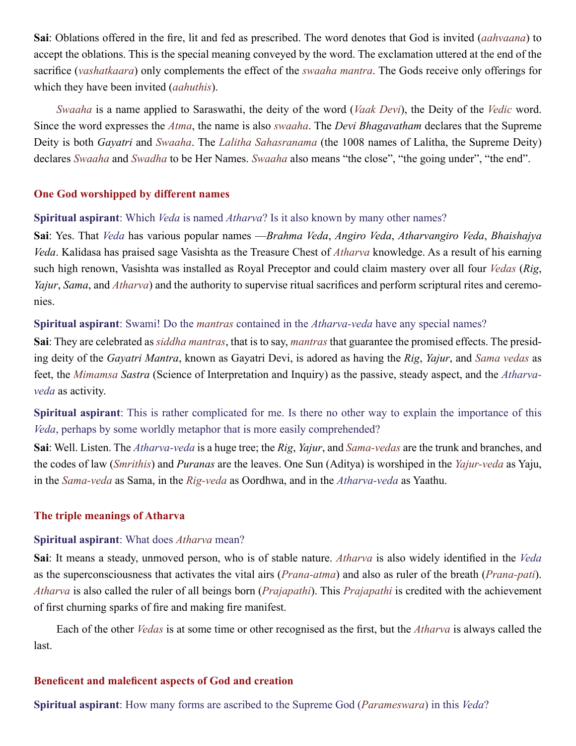**Sai**: Oblations offered in the fire, lit and fed as prescribed. The word denotes that God is invited (*aahvaana*) to accept the oblations. This is the special meaning conveyed by the word. The exclamation uttered at the end of the sacrifice (*vashatkaara*) only complements the effect of the *swaaha mantra*. The Gods receive only offerings for which they have been invited (*aahuthis*).

*Swaaha* is a name applied to Saraswathi, the deity of the word (*Vaak Devi*), the Deity of the *Vedic* word. Since the word expresses the *Atma*, the name is also *swaaha*. The *Devi Bhagavatham* declares that the Supreme Deity is both *Gayatri* and *Swaaha*. The *Lalitha Sahasranama* (the 1008 names of Lalitha, the Supreme Deity) declares *Swaaha* and *Swadha* to be Her Names. *Swaaha* also means "the close", "the going under", "the end".

## One God worshipped by different names

**Spiritual aspirant**: Which *Veda* is named *Atharva*? Is it also known by many other names?

**Sai**: Yes. That *Veda* has various popular names —*Brahma Veda*, *Angiro Veda*, *Atharvangiro Veda*, *Bhaishajya Veda*. Kalidasa has praised sage Vasishta as the Treasure Chest of *Atharva* knowledge. As a result of his earning such high renown, Vasishta was installed as Royal Preceptor and could claim mastery over all four *Vedas* (*Rig*, *Yajur*, *Sama*, and *Atharva*) and the authority to supervise ritual sacrifices and perform scriptural rites and ceremonies.

**Spiritual aspirant**: Swami! Do the *mantras* contained in the *Atharva-veda* have any special names?

**Sai**: They are celebrated as *siddha mantras*, that is to say, *mantras* that guarantee the promised effects. The presiding deity of the *Gayatri Mantra*, known as Gayatri Devi, is adored as having the *Rig*, *Yajur*, and *Sama vedas* as feet, the *Mimamsa Sastra* (Science of Interpretation and Inquiry) as the passive, steady aspect, and the *Atharva-veda* as activity.

**Spiritual aspirant**: This is rather complicated for me. Is there no other way to explain the importance of this *Veda*, perhaps by some worldly metaphor that is more easily comprehended?

**Sai**: Well. Listen. The *Atharva-veda* is a huge tree; the *Rig*, *Yajur*, and *Sama-vedas* are the trunk and branches, and the codes of law (*Smrithis*) and *Puranas* are the leaves. One Sun (Aditya) is worshiped in the *Yajur-veda* as Yaju, in the *Sama-veda* as Sama, in the *Rig-veda* as Oordhwa, and in the *Atharva-veda* as Yaathu.

## The triple meanings of Atharva

**Spiritual aspirant**: What does *Atharva* mean?

**Sai**: It means a steady, unmoved person, who is of stable nature. *Atharva* is also widely identified in the *Veda* as the superconsciousness that activates the vital airs (*Prana-atma*) and also as ruler of the breath (*Prana-pati*). *Atharva* is also called the ruler of all beings born (*Prajapathi*). This *Prajapathi* is credited with the achievement of first churning sparks of fire and making fire manifest.

Each of the other *Vedas* is at some time or other recognised as the first, but the *Atharva* is always called the last.

## Beneficent and maleficent aspects of God and creation

**Spiritual aspirant**: How many forms are ascribed to the Supreme God (*Parameswara*) in this *Veda*?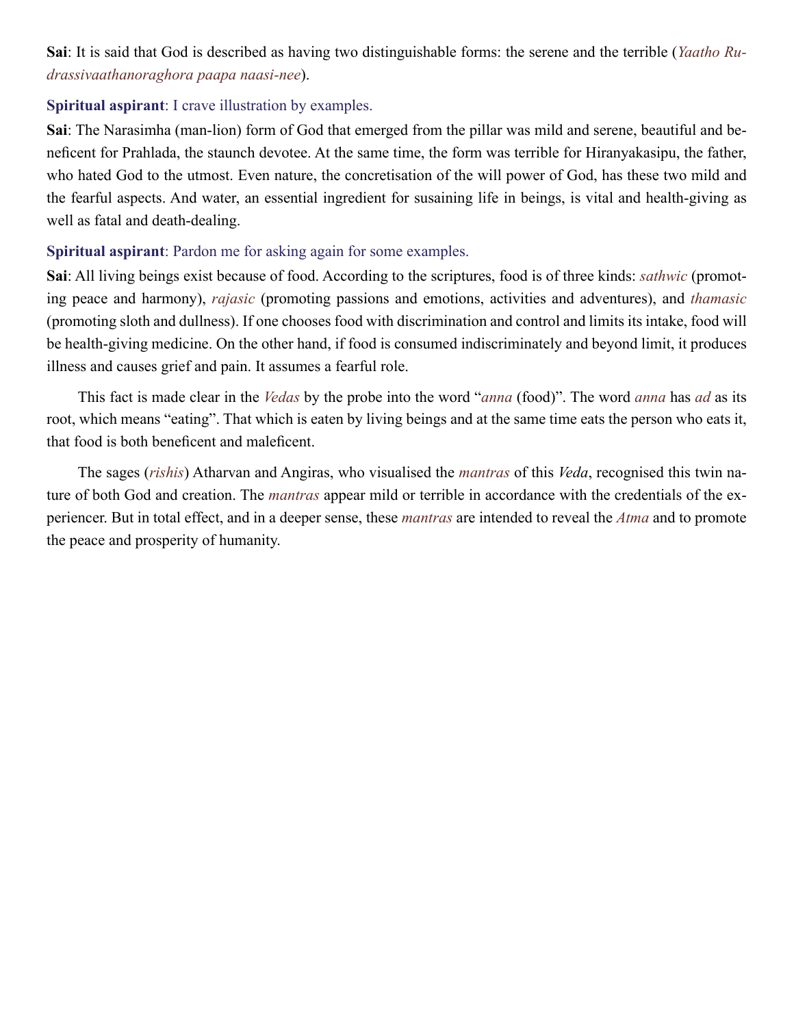**Sai**: It is said that God is described as having two distinguishable forms: the serene and the terrible (*Yaatho Rudrassivaathanoraghora paapa naasi-nee*).

**Spiritual aspirant**: I crave illustration by examples.

**Sai**: The Narasimha (man-lion) form of God that emerged from the pillar was mild and serene, beautiful and beneficent for Prahlada, the staunch devotee. At the same time, the form was terrible for Hiranyakasipu, the father, who hated God to the utmost. Even nature, the concretisation of the will power of God, has these two mild and the fearful aspects. And water, an essential ingredient for susaining life in beings, is vital and health-giving as well as fatal and death-dealing.

**Spiritual aspirant**: Pardon me for asking again for some examples.

**Sai**: All living beings exist because of food. According to the scriptures, food is of three kinds: *sathwic* (promoting peace and harmony), *rajasic* (promoting passions and emotions, activities and adventures), and *thamasic* (promoting sloth and dullness). If one chooses food with discrimination and control and limits its intake, food will be health-giving medicine. On the other hand, if food is consumed indiscriminately and beyond limit, it produces illness and causes grief and pain. It assumes a fearful role.

This fact is made clear in the *Vedas* by the probe into the word "*anna* (food)". The word *anna* has *ad* as its root, which means "eating". That which is eaten by living beings and at the same time eats the person who eats it, that food is both beneficent and maleficent.

The sages (*rishis*) Atharvan and Angiras, who visualised the *mantras* of this *Veda*, recognised this twin nature of both God and creation. The *mantras* appear mild or terrible in accordance with the credentials of the experiencer. But in total effect, and in a deeper sense, these *mantras* are intended to reveal the *Atma* and to promote the peace and prosperity of humanity.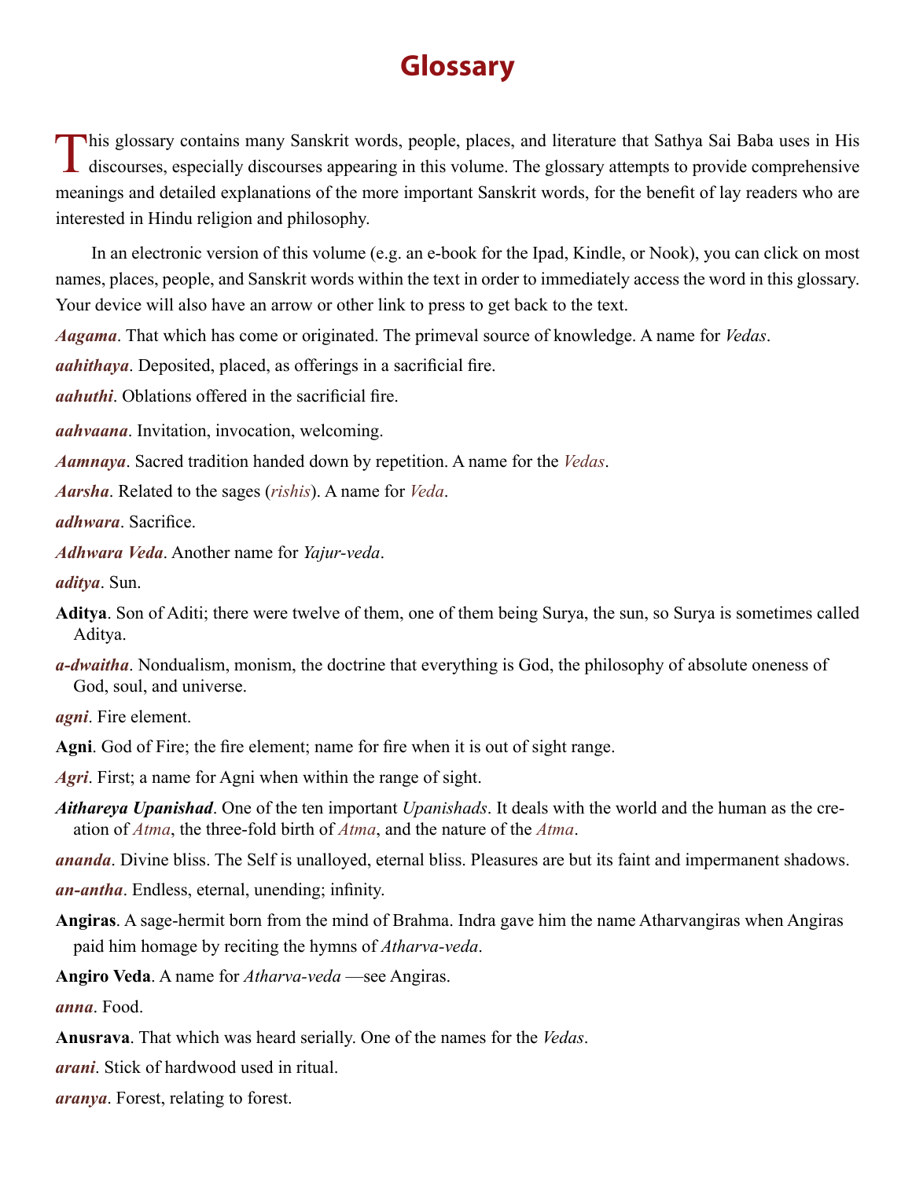# Glossary

This glossary contains many Sanskrit words, people, places, and literature that Sathya Sai Baba uses in His discourses, especially discourses appearing in this volume. The glossary attempts to provide comprehensive meanings and detailed explanations of the more important Sanskrit words, for the benefit of lay readers who are interested in Hindu religion and philosophy.

In an electronic version of this volume (e.g. an e-book for the Ipad, Kindle, or Nook), you can click on most names, places, people, and Sanskrit words within the text in order to immediately access the word in this glossary. Your device will also have an arrow or other link to press to get back to the text.

***Aagama***. That which has come or originated. The primeval source of knowledge. A name for *Vedas*.

***aahithaya***. Deposited, placed, as offerings in a sacrificial fire.

***aahuthi***. Oblations offered in the sacrificial fire.

***aahvaana***. Invitation, invocation, welcoming.

***Aamnaya***. Sacred tradition handed down by repetition. A name for the *Vedas*.

***Aarsha***. Related to the sages (*rishis*). A name for *Veda*.

***adhwara***. Sacrifice.

***Adhwara Veda***. Another name for *Yajur-veda*.

***aditya***. Sun.

**Aditya**. Son of Aditi; there were twelve of them, one of them being Surya, the sun, so Surya is sometimes called Aditya.

***a-dwaitha***. Nondualism, monism, the doctrine that everything is God, the philosophy of absolute oneness of God, soul, and universe.

***agni***. Fire element.

**Agni**. God of Fire; the fire element; name for fire when it is out of sight range.

***Agri***. First; a name for Agni when within the range of sight.

***Aithareya Upanishad***. One of the ten important *Upanishads*. It deals with the world and the human as the creation of *Atma*, the three-fold birth of *Atma*, and the nature of the *Atma*.

***ananda***. Divine bliss. The Self is unalloyed, eternal bliss. Pleasures are but its faint and impermanent shadows.

***an-antha***. Endless, eternal, unending; infinity.

**Angiras**. A sage-hermit born from the mind of Brahma. Indra gave him the name Atharvangiras when Angiras paid him homage by reciting the hymns of *Atharva-veda*.

**Angiro Veda**. A name for *Atharva-veda* —see Angiras.

***anna***. Food.

**Anusrava**. That which was heard serially. One of the names for the *Vedas*.

***arani***. Stick of hardwood used in ritual.

***aranya***. Forest, relating to forest.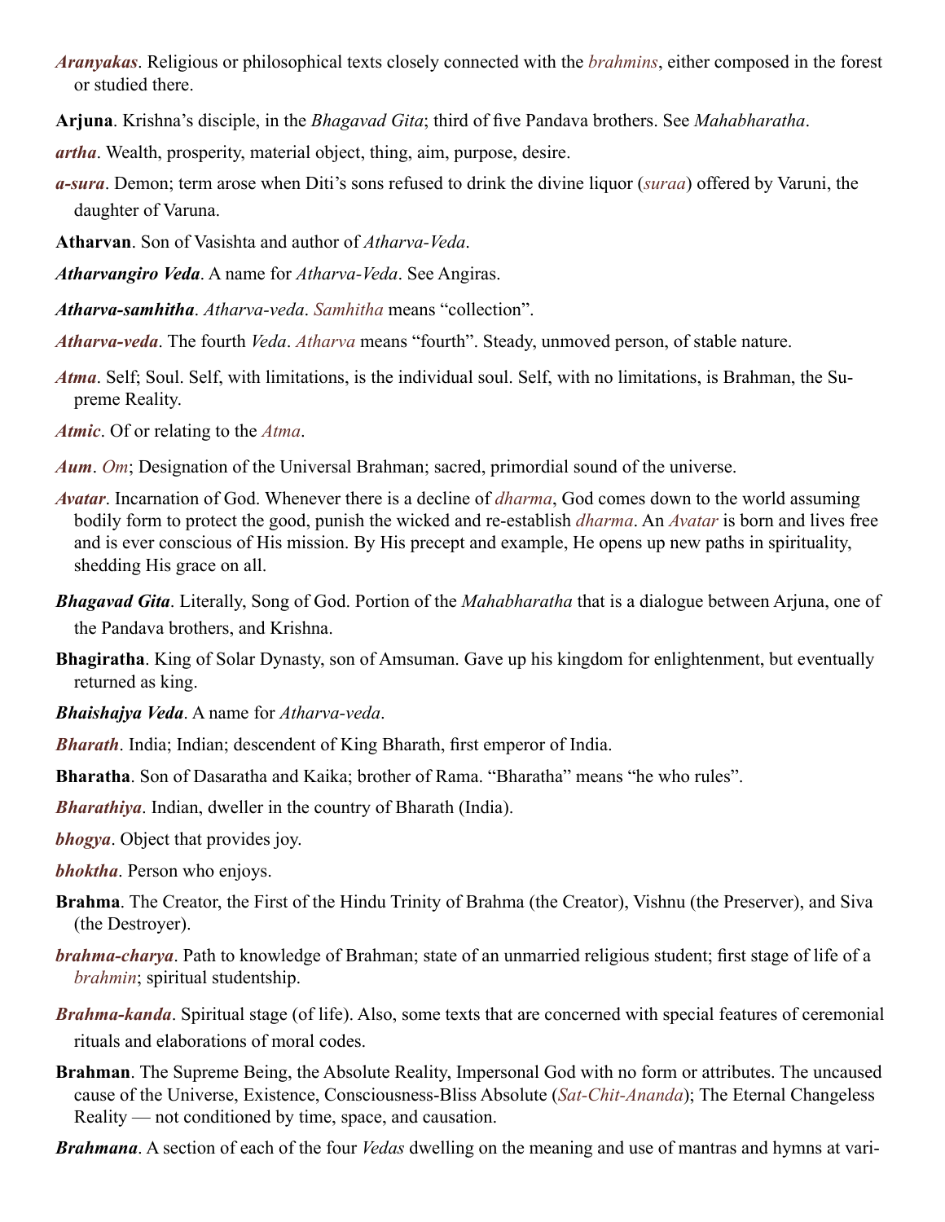***Aranyakas***. Religious or philosophical texts closely connected with the *brahmins*, either composed in the forest or studied there.

**Arjuna**. Krishna's disciple, in the *Bhagavad Gita*; third of five Pandava brothers. See *Mahabharatha*.

***artha***. Wealth, prosperity, material object, thing, aim, purpose, desire.

***a-sura***. Demon; term arose when Diti's sons refused to drink the divine liquor (*suraa*) offered by Varuni, the daughter of Varuna.

**Atharvan**. Son of Vasishta and author of *Atharva-Veda*.

***Atharvangiro Veda***. A name for *Atharva-Veda*. See Angiras.

***Atharva-samhitha***. *Atharva-veda*. *Samhitha* means "collection".

***Atharva-veda***. The fourth *Veda*. *Atharva* means "fourth". Steady, unmoved person, of stable nature.

***Atma***. Self; Soul. Self, with limitations, is the individual soul. Self, with no limitations, is Brahman, the Supreme Reality.

***Atmic***. Of or relating to the *Atma*.

***Aum***. *Om*; Designation of the Universal Brahman; sacred, primordial sound of the universe.

***Avatar***. Incarnation of God. Whenever there is a decline of *dharma*, God comes down to the world assuming bodily form to protect the good, punish the wicked and re-establish *dharma*. An *Avatar* is born and lives free and is ever conscious of His mission. By His precept and example, He opens up new paths in spirituality, shedding His grace on all.

***Bhagavad Gita***. Literally, Song of God. Portion of the *Mahabharatha* that is a dialogue between Arjuna, one of the Pandava brothers, and Krishna.

**Bhagiratha**. King of Solar Dynasty, son of Amsuman. Gave up his kingdom for enlightenment, but eventually returned as king.

***Bhaishajya Veda***. A name for *Atharva-veda*.

***Bharath***. India; Indian; descendent of King Bharath, first emperor of India.

**Bharatha**. Son of Dasaratha and Kaika; brother of Rama. "Bharatha" means "he who rules".

***Bharathiya***. Indian, dweller in the country of Bharath (India).

***bhogya***. Object that provides joy.

***bhoktha***. Person who enjoys.

**Brahma**. The Creator, the First of the Hindu Trinity of Brahma (the Creator), Vishnu (the Preserver), and Siva (the Destroyer).

***brahma-charya***. Path to knowledge of Brahman; state of an unmarried religious student; first stage of life of a *brahmin*; spiritual studentship.

***Brahma-kanda***. Spiritual stage (of life). Also, some texts that are concerned with special features of ceremonial rituals and elaborations of moral codes.

**Brahman**. The Supreme Being, the Absolute Reality, Impersonal God with no form or attributes. The uncaused cause of the Universe, Existence, Consciousness-Bliss Absolute (*Sat-Chit-Ananda*); The Eternal Changeless Reality — not conditioned by time, space, and causation.

***Brahmana***. A section of each of the four *Vedas* dwelling on the meaning and use of mantras and hymns at vari-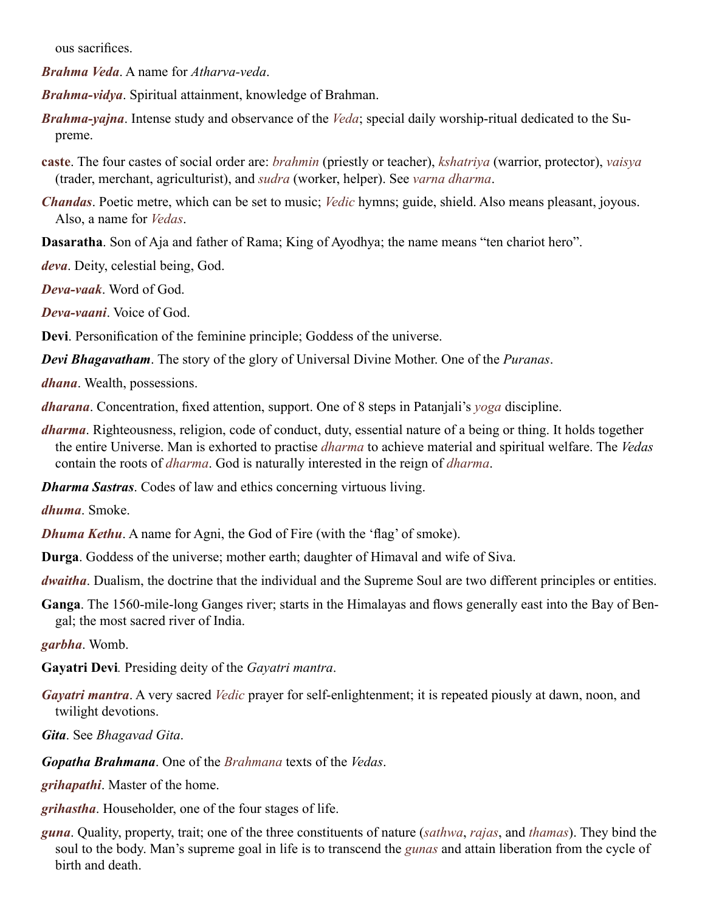ous sacrifices.

***Brahma Veda***. A name for *Atharva-veda*.

***Brahma-vidya***. Spiritual attainment, knowledge of Brahman.

***Brahma-yajna***. Intense study and observance of the *Veda*; special daily worship-ritual dedicated to the Supreme.

**caste**. The four castes of social order are: *brahmin* (priestly or teacher), *kshatriya* (warrior, protector), *vaisya* (trader, merchant, agriculturist), and *sudra* (worker, helper). See *varna dharma*.

***Chandas***. Poetic metre, which can be set to music; *Vedic* hymns; guide, shield. Also means pleasant, joyous. Also, a name for *Vedas*.

**Dasaratha**. Son of Aja and father of Rama; King of Ayodhya; the name means "ten chariot hero".

***deva***. Deity, celestial being, God.

***Deva-vaak***. Word of God.

***Deva-vaani***. Voice of God.

**Devi**. Personification of the feminine principle; Goddess of the universe.

***Devi Bhagavatham***. The story of the glory of Universal Divine Mother. One of the *Puranas*.

***dhana***. Wealth, possessions.

***dharana***. Concentration, fixed attention, support. One of 8 steps in Patanjali's *yoga* discipline.

***dharma***. Righteousness, religion, code of conduct, duty, essential nature of a being or thing. It holds together the entire Universe. Man is exhorted to practise *dharma* to achieve material and spiritual welfare. The *Vedas* contain the roots of *dharma*. God is naturally interested in the reign of *dharma*.

***Dharma Sastras***. Codes of law and ethics concerning virtuous living.

***dhuma***. Smoke.

***Dhuma Kethu***. A name for Agni, the God of Fire (with the 'flag' of smoke).

**Durga**. Goddess of the universe; mother earth; daughter of Himaval and wife of Siva.

***dwaitha***. Dualism, the doctrine that the individual and the Supreme Soul are two different principles or entities.

**Ganga**. The 1560-mile-long Ganges river; starts in the Himalayas and flows generally east into the Bay of Bengal; the most sacred river of India.

***garbha***. Womb.

**Gayatri Devi**. Presiding deity of the *Gayatri mantra*.

***Gayatri mantra***. A very sacred *Vedic* prayer for self-enlightenment; it is repeated piously at dawn, noon, and twilight devotions.

***Gita***. See *Bhagavad Gita*.

***Gopatha Brahmana***. One of the *Brahmana* texts of the *Vedas*.

***grihapathi***. Master of the home.

***grihastha***. Householder, one of the four stages of life.

***guna***. Quality, property, trait; one of the three constituents of nature (*sathwa*, *rajas*, and *thamas*). They bind the soul to the body. Man's supreme goal in life is to transcend the *gunas* and attain liberation from the cycle of birth and death.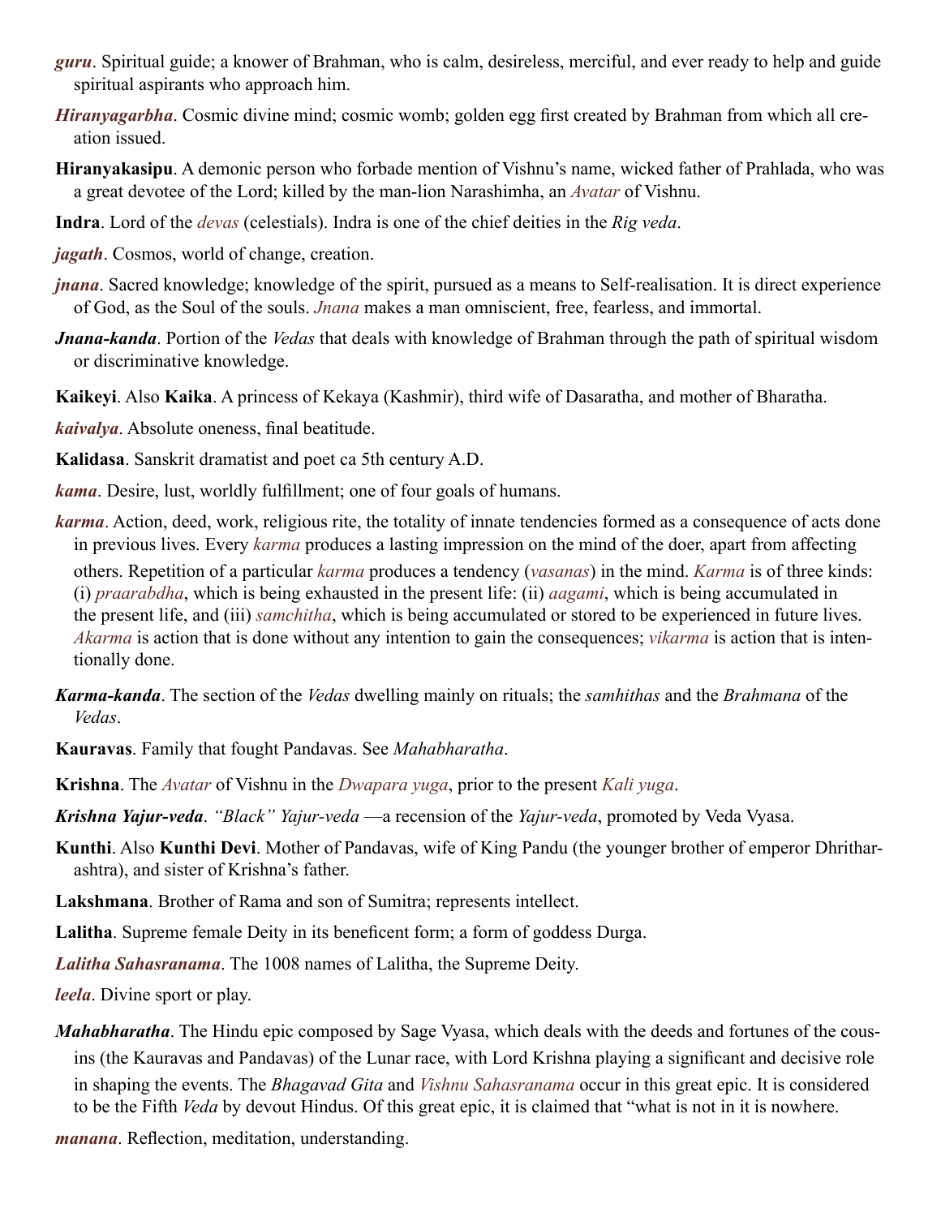***guru***. Spiritual guide; a knower of Brahman, who is calm, desireless, merciful, and ever ready to help and guide spiritual aspirants who approach him.

***Hiranyagarbha***. Cosmic divine mind; cosmic womb; golden egg first created by Brahman from which all creation issued.

**Hiranyakasipu**. A demonic person who forbade mention of Vishnu's name, wicked father of Prahlada, who was a great devotee of the Lord; killed by the man-lion Narashimha, an *Avatar* of Vishnu.

**Indra**. Lord of the *devas* (celestials). Indra is one of the chief deities in the *Rig veda*.

***jagath***. Cosmos, world of change, creation.

***jnana***. Sacred knowledge; knowledge of the spirit, pursued as a means to Self-realisation. It is direct experience of God, as the Soul of the souls. *Jnana* makes a man omniscient, free, fearless, and immortal.

***Jnana-kanda***. Portion of the *Vedas* that deals with knowledge of Brahman through the path of spiritual wisdom or discriminative knowledge.

**Kaikeyi**. Also **Kaika**. A princess of Kekaya (Kashmir), third wife of Dasaratha, and mother of Bharatha.

***kaivalya***. Absolute oneness, final beatitude.

**Kalidasa**. Sanskrit dramatist and poet ca 5th century A.D.

***kama***. Desire, lust, worldly fulfillment; one of four goals of humans.

***karma***. Action, deed, work, religious rite, the totality of innate tendencies formed as a consequence of acts done in previous lives. Every *karma* produces a lasting impression on the mind of the doer, apart from affecting others. Repetition of a particular *karma* produces a tendency (*vasanas*) in the mind. *Karma* is of three kinds: (i) *praarabdha*, which is being exhausted in the present life: (ii) *aagami*, which is being accumulated in the present life, and (iii) *samchitha*, which is being accumulated or stored to be experienced in future lives. *Akarma* is action that is done without any intention to gain the consequences; *vikarma* is action that is intentionally done.

***Karma-kanda***. The section of the *Vedas* dwelling mainly on rituals; the *samhithas* and the *Brahmana* of the *Vedas*.

**Kauravas**. Family that fought Pandavas. See *Mahabharatha*.

**Krishna**. The *Avatar* of Vishnu in the *Dwapara yuga*, prior to the present *Kali yuga*.

***Krishna Yajur-veda***. *"Black" Yajur-veda* —a recension of the *Yajur-veda*, promoted by Veda Vyasa.

**Kunthi**. Also **Kunthi Devi**. Mother of Pandavas, wife of King Pandu (the younger brother of emperor Dhritharashtra), and sister of Krishna's father.

**Lakshmana**. Brother of Rama and son of Sumitra; represents intellect.

**Lalitha**. Supreme female Deity in its beneficent form; a form of goddess Durga.

***Lalitha Sahasranama***. The 1008 names of Lalitha, the Supreme Deity.

***leela***. Divine sport or play.

***Mahabharatha***. The Hindu epic composed by Sage Vyasa, which deals with the deeds and fortunes of the cousins (the Kauravas and Pandavas) of the Lunar race, with Lord Krishna playing a significant and decisive role in shaping the events. The *Bhagavad Gita* and *Vishnu Sahasranama* occur in this great epic. It is considered to be the Fifth *Veda* by devout Hindus. Of this great epic, it is claimed that "what is not in it is nowhere.

***manana***. Reflection, meditation, understanding.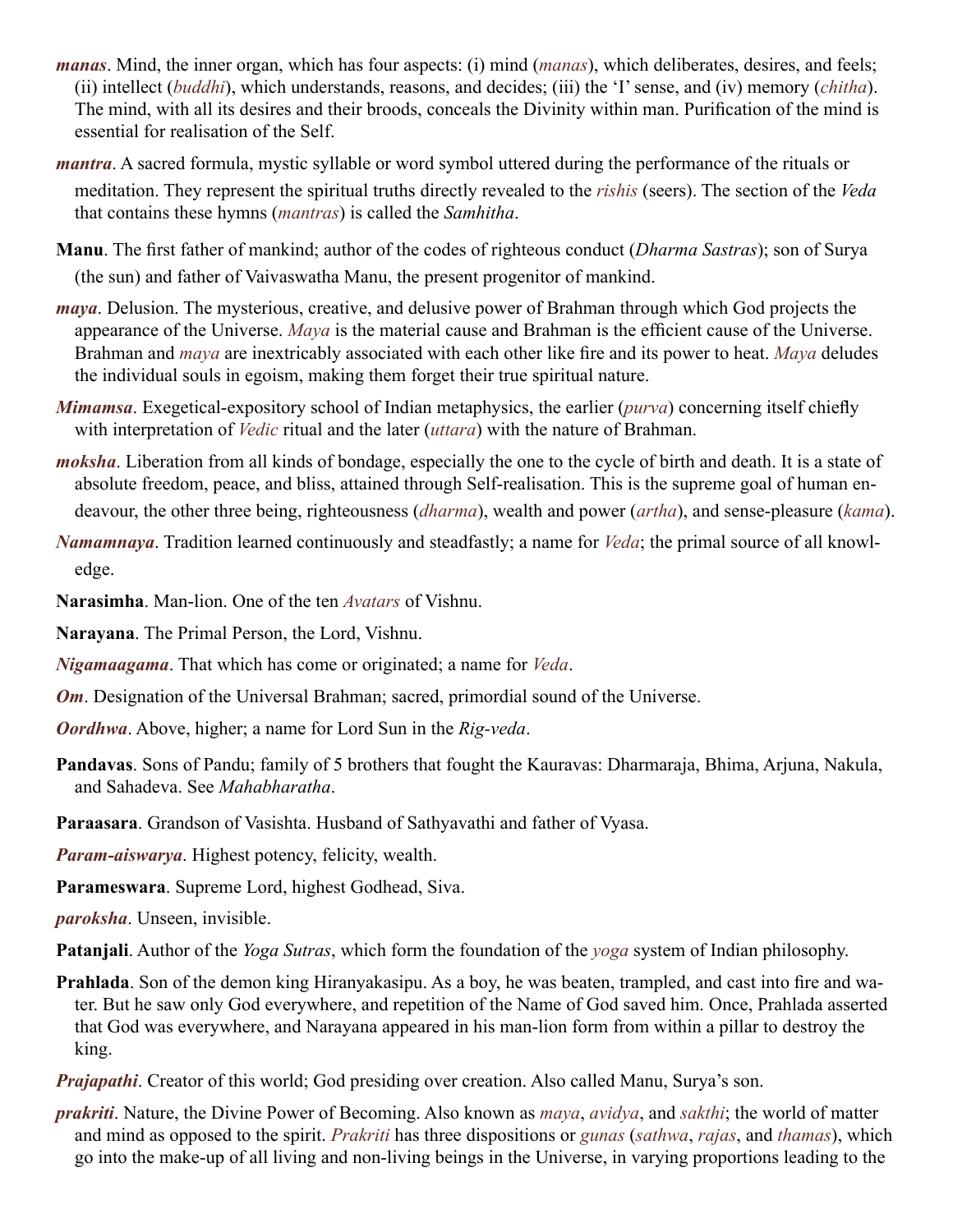***manas***. Mind, the inner organ, which has four aspects: (i) mind (*manas*), which deliberates, desires, and feels; (ii) intellect (*buddhi*), which understands, reasons, and decides; (iii) the 'I' sense, and (iv) memory (*chitha*). The mind, with all its desires and their broods, conceals the Divinity within man. Purification of the mind is essential for realisation of the Self.

***mantra***. A sacred formula, mystic syllable or word symbol uttered during the performance of the rituals or meditation. They represent the spiritual truths directly revealed to the *rishis* (seers). The section of the *Veda* that contains these hymns (*mantras*) is called the *Samhitha*.

**Manu**. The first father of mankind; author of the codes of righteous conduct (*Dharma Sastras*); son of Surya (the sun) and father of Vaivaswatha Manu, the present progenitor of mankind.

***maya***. Delusion. The mysterious, creative, and delusive power of Brahman through which God projects the appearance of the Universe. *Maya* is the material cause and Brahman is the efficient cause of the Universe. Brahman and *maya* are inextricably associated with each other like fire and its power to heat. *Maya* deludes the individual souls in egoism, making them forget their true spiritual nature.

***Mimamsa***. Exegetical-expository school of Indian metaphysics, the earlier (*purva*) concerning itself chiefly with interpretation of *Vedic* ritual and the later (*uttara*) with the nature of Brahman.

***moksha***. Liberation from all kinds of bondage, especially the one to the cycle of birth and death. It is a state of absolute freedom, peace, and bliss, attained through Self-realisation. This is the supreme goal of human endeavour, the other three being, righteousness (*dharma*), wealth and power (*artha*), and sense-pleasure (*kama*).

***Namamnaya***. Tradition learned continuously and steadfastly; a name for *Veda*; the primal source of all knowledge.

**Narasimha**. Man-lion. One of the ten *Avatars* of Vishnu.

**Narayana**. The Primal Person, the Lord, Vishnu.

***Nigamaagama***. That which has come or originated; a name for *Veda*.

***Om***. Designation of the Universal Brahman; sacred, primordial sound of the Universe.

***Oordhwa***. Above, higher; a name for Lord Sun in the *Rig-veda*.

**Pandavas**. Sons of Pandu; family of 5 brothers that fought the Kauravas: Dharmaraja, Bhima, Arjuna, Nakula, and Sahadeva. See *Mahabharatha*.

**Paraasara**. Grandson of Vasishta. Husband of Sathyavathi and father of Vyasa.

***Param-aiswarya***. Highest potency, felicity, wealth.

**Parameswara**. Supreme Lord, highest Godhead, Siva.

***paroksha***. Unseen, invisible.

**Patanjali**. Author of the *Yoga Sutras*, which form the foundation of the *yoga* system of Indian philosophy.

**Prahlada**. Son of the demon king Hiranyakasipu. As a boy, he was beaten, trampled, and cast into fire and water. But he saw only God everywhere, and repetition of the Name of God saved him. Once, Prahlada asserted that God was everywhere, and Narayana appeared in his man-lion form from within a pillar to destroy the king.

***Prajapathi***. Creator of this world; God presiding over creation. Also called Manu, Surya's son.

***prakriti***. Nature, the Divine Power of Becoming. Also known as *maya*, *avidya*, and *sakthi*; the world of matter and mind as opposed to the spirit. *Prakriti* has three dispositions or *gunas* (*sathwa*, *rajas*, and *thamas*), which go into the make-up of all living and non-living beings in the Universe, in varying proportions leading to the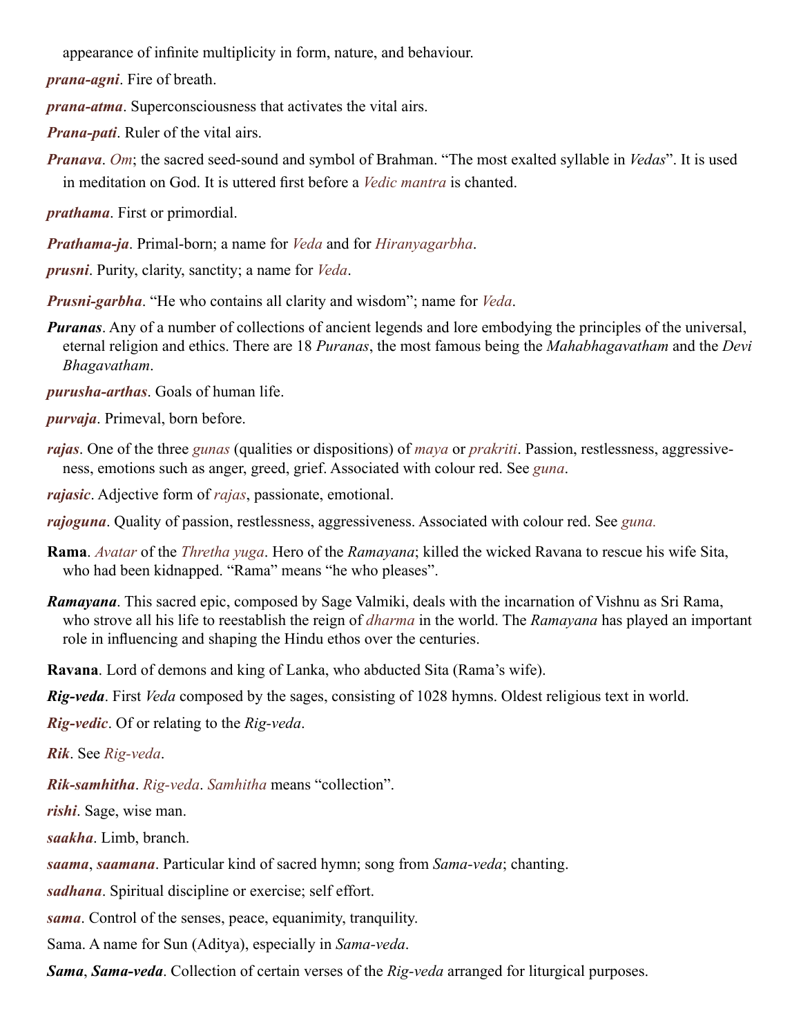appearance of infinite multiplicity in form, nature, and behaviour.

***prana-agni***. Fire of breath.

***prana-atma***. Superconsciousness that activates the vital airs.

***Prana-pati***. Ruler of the vital airs.

***Pranava***. *Om*; the sacred seed-sound and symbol of Brahman. "The most exalted syllable in *Vedas*". It is used in meditation on God. It is uttered first before a *Vedic mantra* is chanted.

***prathama***. First or primordial.

***Prathama-ja***. Primal-born; a name for *Veda* and for *Hiranyagarbha*.

***prusni***. Purity, clarity, sanctity; a name for *Veda*.

***Prusni-garbha***. "He who contains all clarity and wisdom"; name for *Veda*.

***Puranas***. Any of a number of collections of ancient legends and lore embodying the principles of the universal, eternal religion and ethics. There are 18 *Puranas*, the most famous being the *Mahabhagavatham* and the *Devi Bhagavatham*.

***purusha-arthas***. Goals of human life.

***purvaja***. Primeval, born before.

***rajas***. One of the three *gunas* (qualities or dispositions) of *maya* or *prakriti*. Passion, restlessness, aggressiveness, emotions such as anger, greed, grief. Associated with colour red. See *guna*.

***rajasic***. Adjective form of *rajas*, passionate, emotional.

***rajoguna***. Quality of passion, restlessness, aggressiveness. Associated with colour red. See *guna.*

**Rama**. *Avatar* of the *Thretha yuga*. Hero of the *Ramayana*; killed the wicked Ravana to rescue his wife Sita, who had been kidnapped. "Rama" means "he who pleases".

***Ramayana***. This sacred epic, composed by Sage Valmiki, deals with the incarnation of Vishnu as Sri Rama, who strove all his life to reestablish the reign of *dharma* in the world. The *Ramayana* has played an important role in influencing and shaping the Hindu ethos over the centuries.

**Ravana**. Lord of demons and king of Lanka, who abducted Sita (Rama's wife).

***Rig-veda***. First *Veda* composed by the sages, consisting of 1028 hymns. Oldest religious text in world.

***Rig-vedic***. Of or relating to the *Rig-veda*.

***Rik***. See *Rig-veda*.

***Rik-samhitha***. *Rig-veda*. *Samhitha* means "collection".

***rishi***. Sage, wise man.

***saakha***. Limb, branch.

***saama***, ***saamana***. Particular kind of sacred hymn; song from *Sama-veda*; chanting.

***sadhana***. Spiritual discipline or exercise; self effort.

***sama***. Control of the senses, peace, equanimity, tranquility.

Sama. A name for Sun (Aditya), especially in *Sama-veda*.

***Sama***, ***Sama-veda***. Collection of certain verses of the *Rig-veda* arranged for liturgical purposes.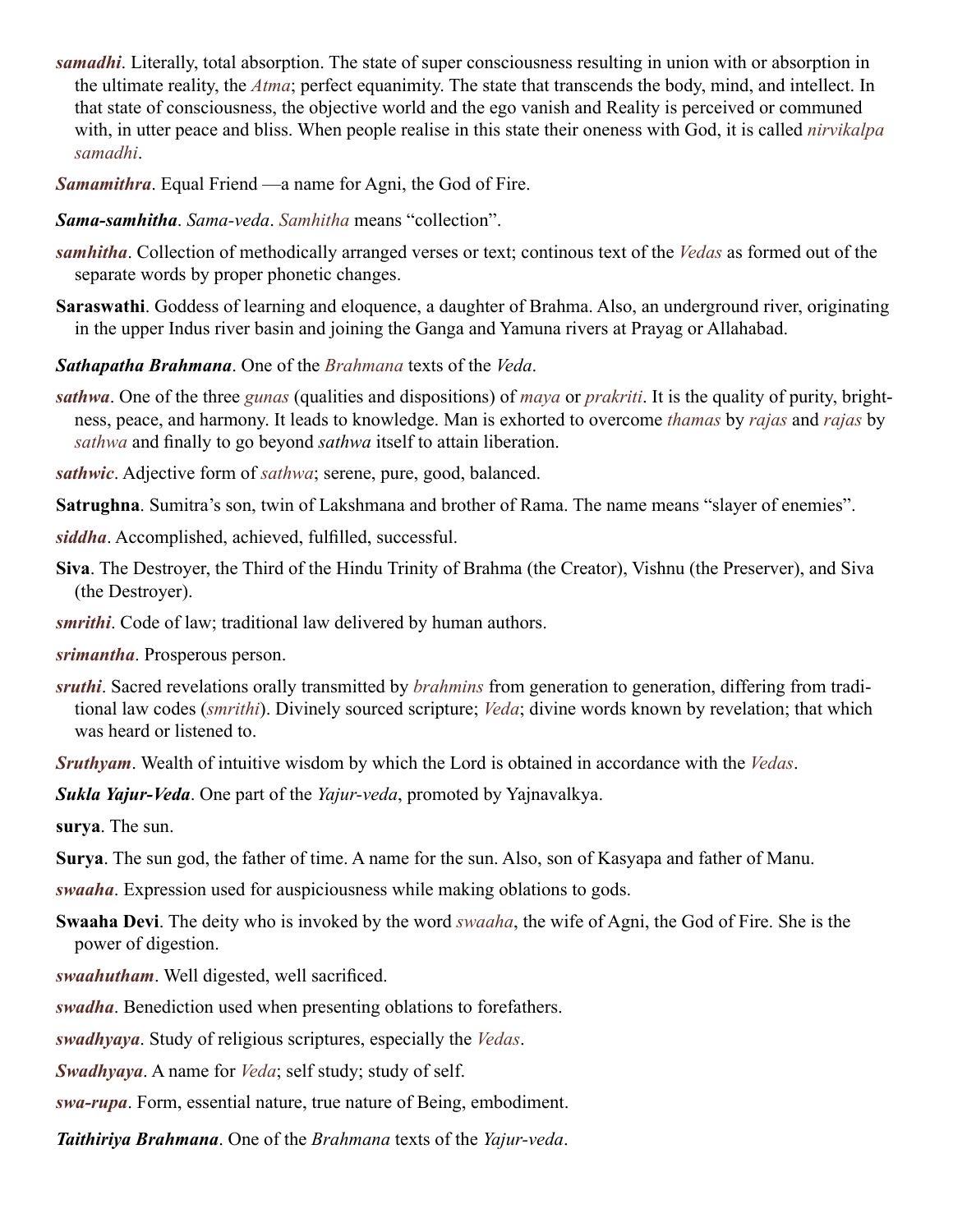***samadhi***. Literally, total absorption. The state of super consciousness resulting in union with or absorption in the ultimate reality, the *Atma*; perfect equanimity. The state that transcends the body, mind, and intellect. In that state of consciousness, the objective world and the ego vanish and Reality is perceived or communed with, in utter peace and bliss. When people realise in this state their oneness with God, it is called *nirvikalpa samadhi*.

***Samamithra***. Equal Friend —a name for Agni, the God of Fire.

***Sama-samhitha***. *Sama-veda*. *Samhitha* means "collection".

***samhitha***. Collection of methodically arranged verses or text; continous text of the *Vedas* as formed out of the separate words by proper phonetic changes.

**Saraswathi**. Goddess of learning and eloquence, a daughter of Brahma. Also, an underground river, originating in the upper Indus river basin and joining the Ganga and Yamuna rivers at Prayag or Allahabad.

***Sathapatha Brahmana***. One of the *Brahmana* texts of the *Veda*.

***sathwa***. One of the three *gunas* (qualities and dispositions) of *maya* or *prakriti*. It is the quality of purity, brightness, peace, and harmony. It leads to knowledge. Man is exhorted to overcome *thamas* by *rajas* and *rajas* by *sathwa* and finally to go beyond *sathwa* itself to attain liberation.

***sathwic***. Adjective form of *sathwa*; serene, pure, good, balanced.

**Satrughna**. Sumitra's son, twin of Lakshmana and brother of Rama. The name means "slayer of enemies".

***siddha***. Accomplished, achieved, fulfilled, successful.

**Siva**. The Destroyer, the Third of the Hindu Trinity of Brahma (the Creator), Vishnu (the Preserver), and Siva (the Destroyer).

***smrithi***. Code of law; traditional law delivered by human authors.

***srimantha***. Prosperous person.

***sruthi***. Sacred revelations orally transmitted by *brahmins* from generation to generation, differing from traditional law codes (*smrithi*). Divinely sourced scripture; *Veda*; divine words known by revelation; that which was heard or listened to.

***Sruthyam***. Wealth of intuitive wisdom by which the Lord is obtained in accordance with the *Vedas*.

***Sukla Yajur-Veda***. One part of the *Yajur-veda*, promoted by Yajnavalkya.

**surya**. The sun.

**Surya**. The sun god, the father of time. A name for the sun. Also, son of Kasyapa and father of Manu.

***swaaha***. Expression used for auspiciousness while making oblations to gods.

**Swaaha Devi**. The deity who is invoked by the word *swaaha*, the wife of Agni, the God of Fire. She is the power of digestion.

***swaahutham***. Well digested, well sacrificed.

***swadha***. Benediction used when presenting oblations to forefathers.

***swadhyaya***. Study of religious scriptures, especially the *Vedas*.

***Swadhyaya***. A name for *Veda*; self study; study of self.

***swa-rupa***. Form, essential nature, true nature of Being, embodiment.

***Taithiriya Brahmana***. One of the *Brahmana* texts of the *Yajur-veda*.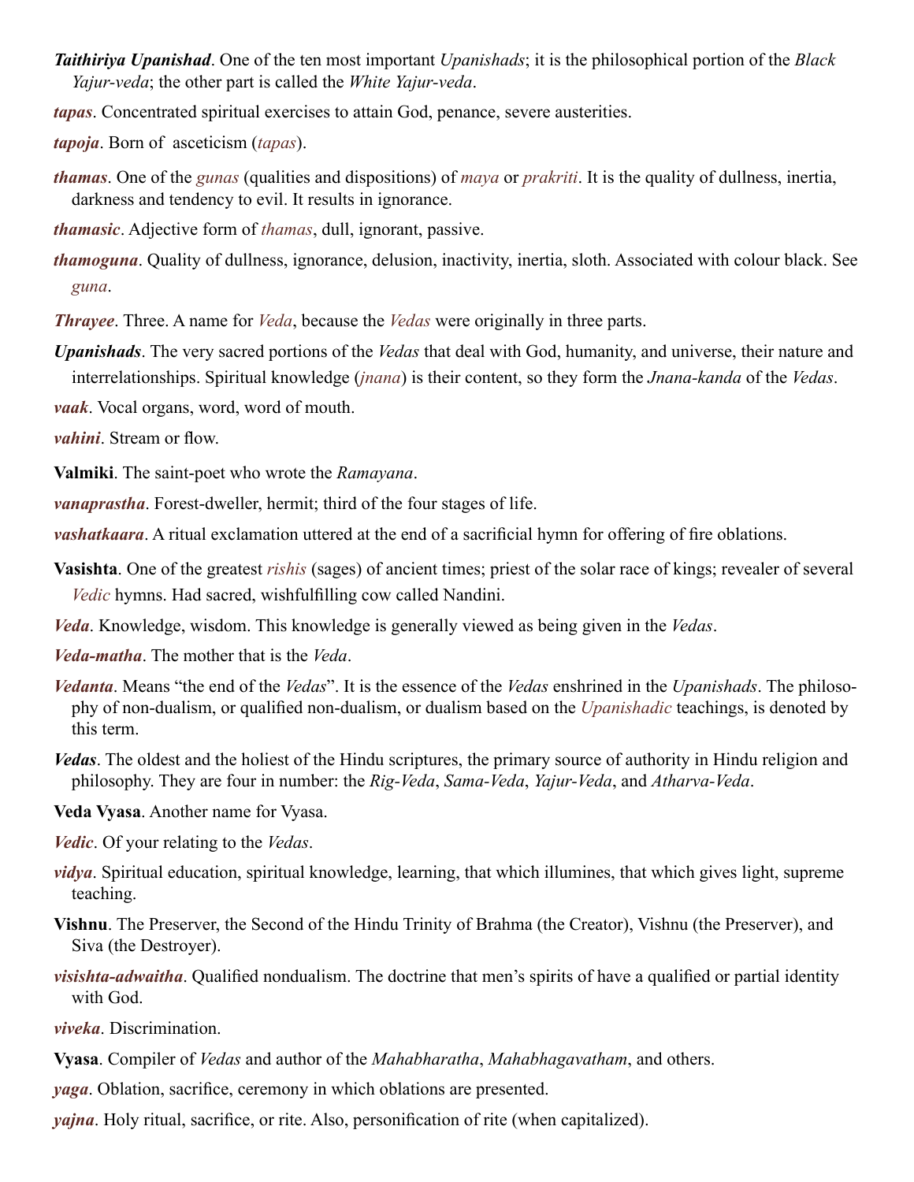***Taithiriya Upanishad***. One of the ten most important *Upanishads*; it is the philosophical portion of the *Black Yajur-veda*; the other part is called the *White Yajur-veda*.

***tapas***. Concentrated spiritual exercises to attain God, penance, severe austerities.

***tapoja***. Born of asceticism (*tapas*).

***thamas***. One of the *gunas* (qualities and dispositions) of *maya* or *prakriti*. It is the quality of dullness, inertia, darkness and tendency to evil. It results in ignorance.

***thamasic***. Adjective form of *thamas*, dull, ignorant, passive.

***thamoguna***. Quality of dullness, ignorance, delusion, inactivity, inertia, sloth. Associated with colour black. See *guna*.

***Thrayee***. Three. A name for *Veda*, because the *Vedas* were originally in three parts.

***Upanishads***. The very sacred portions of the *Vedas* that deal with God, humanity, and universe, their nature and interrelationships. Spiritual knowledge (*jnana*) is their content, so they form the *Jnana-kanda* of the *Vedas*.

***vaak***. Vocal organs, word, word of mouth.

***vahini***. Stream or flow.

**Valmiki**. The saint-poet who wrote the *Ramayana*.

***vanaprastha***. Forest-dweller, hermit; third of the four stages of life.

***vashatkaara***. A ritual exclamation uttered at the end of a sacrificial hymn for offering of fire oblations.

**Vasishta**. One of the greatest *rishis* (sages) of ancient times; priest of the solar race of kings; revealer of several *Vedic* hymns. Had sacred, wishfulfilling cow called Nandini.

***Veda***. Knowledge, wisdom. This knowledge is generally viewed as being given in the *Vedas*.

***Veda-matha***. The mother that is the *Veda*.

***Vedanta***. Means "the end of the *Vedas*". It is the essence of the *Vedas* enshrined in the *Upanishads*. The philosophy of non-dualism, or qualified non-dualism, or dualism based on the *Upanishadic* teachings, is denoted by this term.

***Vedas***. The oldest and the holiest of the Hindu scriptures, the primary source of authority in Hindu religion and philosophy. They are four in number: the *Rig-Veda*, *Sama-Veda*, *Yajur-Veda*, and *Atharva-Veda*.

**Veda Vyasa**. Another name for Vyasa.

***Vedic***. Of your relating to the *Vedas*.

***vidya***. Spiritual education, spiritual knowledge, learning, that which illumines, that which gives light, supreme teaching.

**Vishnu**. The Preserver, the Second of the Hindu Trinity of Brahma (the Creator), Vishnu (the Preserver), and Siva (the Destroyer).

***visishta-adwaitha***. Qualified nondualism. The doctrine that men's spirits of have a qualified or partial identity with God.

***viveka***. Discrimination.

**Vyasa**. Compiler of *Vedas* and author of the *Mahabharatha*, *Mahabhagavatham*, and others.

***yaga***. Oblation, sacrifice, ceremony in which oblations are presented.

***yajna***. Holy ritual, sacrifice, or rite. Also, personification of rite (when capitalized).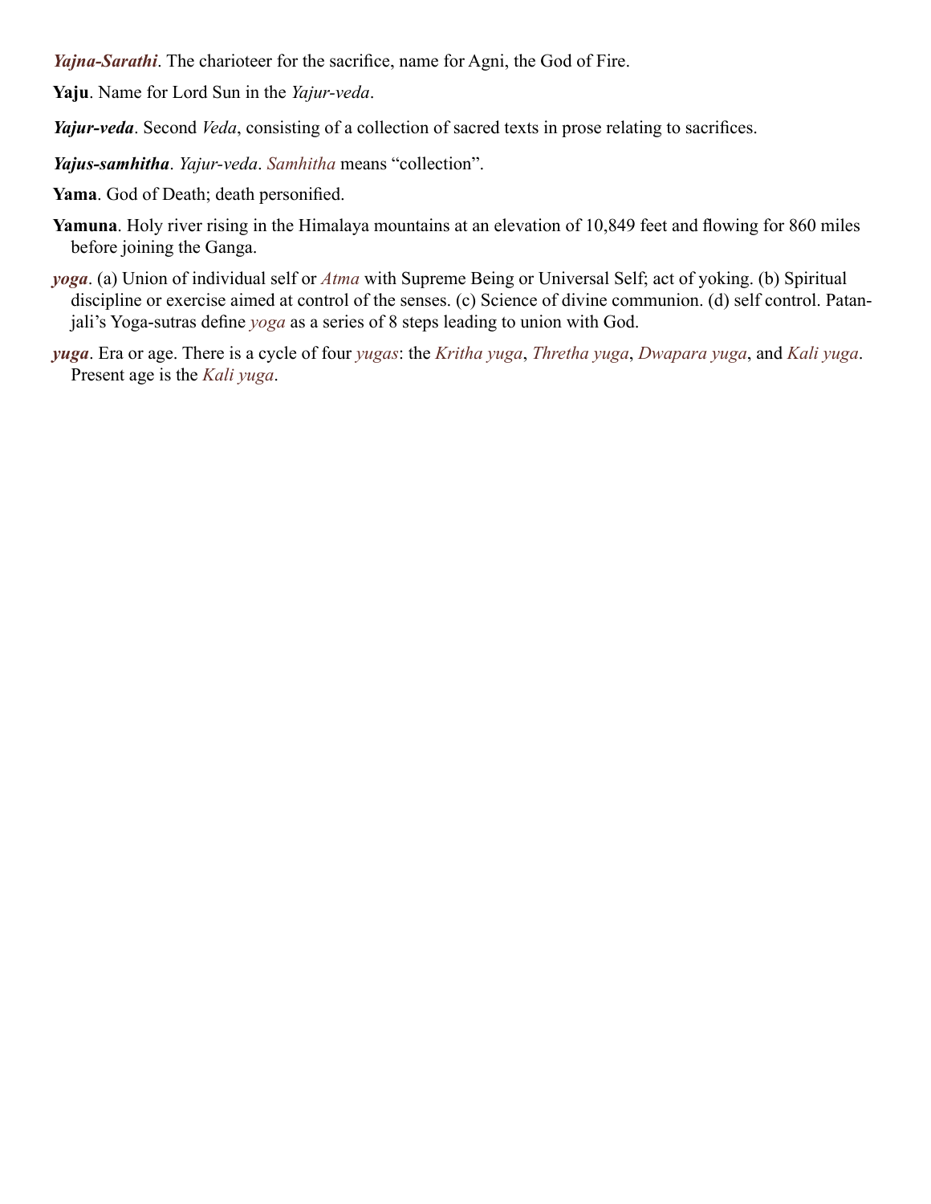***Yajna-Sarathi***. The charioteer for the sacrifice, name for Agni, the God of Fire.

**Yaju**. Name for Lord Sun in the *Yajur-veda*.

***Yajur-veda***. Second *Veda*, consisting of a collection of sacred texts in prose relating to sacrifices.

***Yajus-samhitha***. *Yajur-veda*. *Samhitha* means "collection".

**Yama**. God of Death; death personified.

**Yamuna**. Holy river rising in the Himalaya mountains at an elevation of 10,849 feet and flowing for 860 miles before joining the Ganga.

***yoga***. (a) Union of individual self or *Atma* with Supreme Being or Universal Self; act of yoking. (b) Spiritual discipline or exercise aimed at control of the senses. (c) Science of divine communion. (d) self control. Patanjali's Yoga-sutras define *yoga* as a series of 8 steps leading to union with God.

***yuga***. Era or age. There is a cycle of four *yugas*: the *Kritha yuga*, *Thretha yuga*, *Dwapara yuga*, and *Kali yuga*. Present age is the *Kali yuga*.